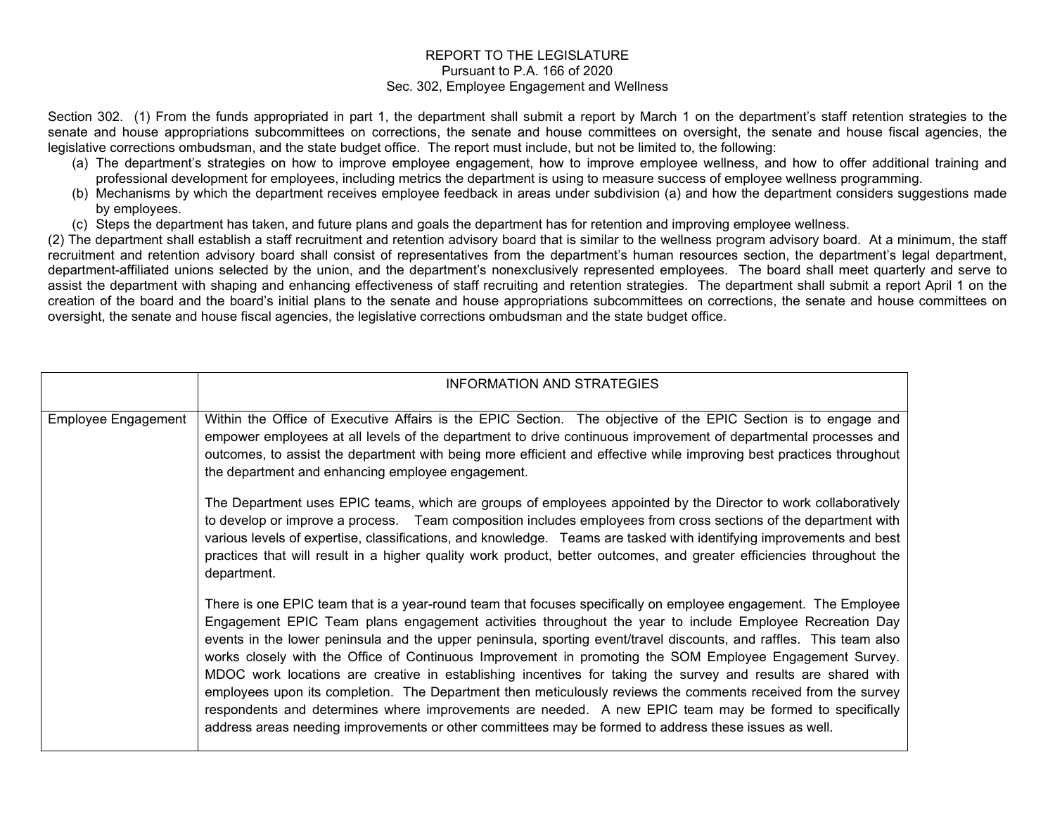REPORT TO THE LEGISLATURE
Pursuant to P.A. 166 of 2020
Sec. 302, Employee Engagement and Wellness

Section 302. (1) From the funds appropriated in part 1, the department shall submit a report by March 1 on the department's staff retention strategies to the senate and house appropriations subcommittees on corrections, the senate and house committees on oversight, the senate and house fiscal agencies, the legislative corrections ombudsman, and the state budget office. The report must include, but not be limited to, the following:

(a) The department's strategies on how to improve employee engagement, how to improve employee wellness, and how to offer additional training and professional development for employees, including metrics the department is using to measure success of employee wellness programming.

(b) Mechanisms by which the department receives employee feedback in areas under subdivision (a) and how the department considers suggestions made by employees.

(c) Steps the department has taken, and future plans and goals the department has for retention and improving employee wellness.

(2) The department shall establish a staff recruitment and retention advisory board that is similar to the wellness program advisory board. At a minimum, the staff recruitment and retention advisory board shall consist of representatives from the department's human resources section, the department's legal department, department-affiliated unions selected by the union, and the department's nonexclusively represented employees. The board shall meet quarterly and serve to assist the department with shaping and enhancing effectiveness of staff recruiting and retention strategies. The department shall submit a report April 1 on the creation of the board and the board's initial plans to the senate and house appropriations subcommittees on corrections, the senate and house committees on oversight, the senate and house fiscal agencies, the legislative corrections ombudsman and the state budget office.

| | INFORMATION AND STRATEGIES |
|---|---|
| Employee Engagement | Within the Office of Executive Affairs is the EPIC Section. The objective of the EPIC Section is to engage and empower employees at all levels of the department to drive continuous improvement of departmental processes and outcomes, to assist the department with being more efficient and effective while improving best practices throughout the department and enhancing employee engagement.<br><br>The Department uses EPIC teams, which are groups of employees appointed by the Director to work collaboratively to develop or improve a process. Team composition includes employees from cross sections of the department with various levels of expertise, classifications, and knowledge. Teams are tasked with identifying improvements and best practices that will result in a higher quality work product, better outcomes, and greater efficiencies throughout the department.<br><br>There is one EPIC team that is a year-round team that focuses specifically on employee engagement. The Employee Engagement EPIC Team plans engagement activities throughout the year to include Employee Recreation Day events in the lower peninsula and the upper peninsula, sporting event/travel discounts, and raffles. This team also works closely with the Office of Continuous Improvement in promoting the SOM Employee Engagement Survey. MDOC work locations are creative in establishing incentives for taking the survey and results are shared with employees upon its completion. The Department then meticulously reviews the comments received from the survey respondents and determines where improvements are needed. A new EPIC team may be formed to specifically address areas needing improvements or other committees may be formed to address these issues as well. |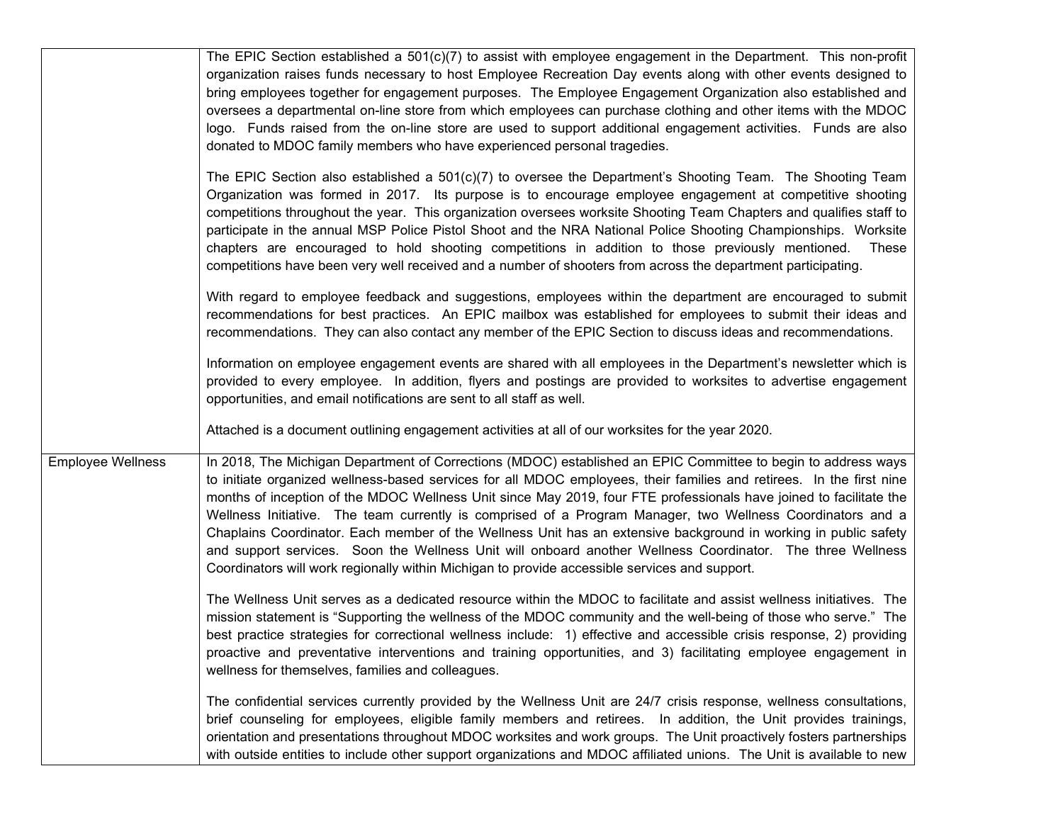| | |
|---|---|
| | The EPIC Section established a 501(c)(7) to assist with employee engagement in the Department. This non-profit organization raises funds necessary to host Employee Recreation Day events along with other events designed to bring employees together for engagement purposes. The Employee Engagement Organization also established and oversees a departmental on-line store from which employees can purchase clothing and other items with the MDOC logo. Funds raised from the on-line store are used to support additional engagement activities. Funds are also donated to MDOC family members who have experienced personal tragedies.<br><br>The EPIC Section also established a 501(c)(7) to oversee the Department's Shooting Team. The Shooting Team Organization was formed in 2017. Its purpose is to encourage employee engagement at competitive shooting competitions throughout the year. This organization oversees worksite Shooting Team Chapters and qualifies staff to participate in the annual MSP Police Pistol Shoot and the NRA National Police Shooting Championships. Worksite chapters are encouraged to hold shooting competitions in addition to those previously mentioned. These competitions have been very well received and a number of shooters from across the department participating.<br><br>With regard to employee feedback and suggestions, employees within the department are encouraged to submit recommendations for best practices. An EPIC mailbox was established for employees to submit their ideas and recommendations. They can also contact any member of the EPIC Section to discuss ideas and recommendations.<br><br>Information on employee engagement events are shared with all employees in the Department's newsletter which is provided to every employee. In addition, flyers and postings are provided to worksites to advertise engagement opportunities, and email notifications are sent to all staff as well.<br><br>Attached is a document outlining engagement activities at all of our worksites for the year 2020. |
| Employee Wellness | In 2018, The Michigan Department of Corrections (MDOC) established an EPIC Committee to begin to address ways to initiate organized wellness-based services for all MDOC employees, their families and retirees. In the first nine months of inception of the MDOC Wellness Unit since May 2019, four FTE professionals have joined to facilitate the Wellness Initiative. The team currently is comprised of a Program Manager, two Wellness Coordinators and a Chaplains Coordinator. Each member of the Wellness Unit has an extensive background in working in public safety and support services. Soon the Wellness Unit will onboard another Wellness Coordinator. The three Wellness Coordinators will work regionally within Michigan to provide accessible services and support.<br><br>The Wellness Unit serves as a dedicated resource within the MDOC to facilitate and assist wellness initiatives. The mission statement is "Supporting the wellness of the MDOC community and the well-being of those who serve." The best practice strategies for correctional wellness include: 1) effective and accessible crisis response, 2) providing proactive and preventative interventions and training opportunities, and 3) facilitating employee engagement in wellness for themselves, families and colleagues.<br><br>The confidential services currently provided by the Wellness Unit are 24/7 crisis response, wellness consultations, brief counseling for employees, eligible family members and retirees. In addition, the Unit provides trainings, orientation and presentations throughout MDOC worksites and work groups. The Unit proactively fosters partnerships with outside entities to include other support organizations and MDOC affiliated unions. The Unit is available to new |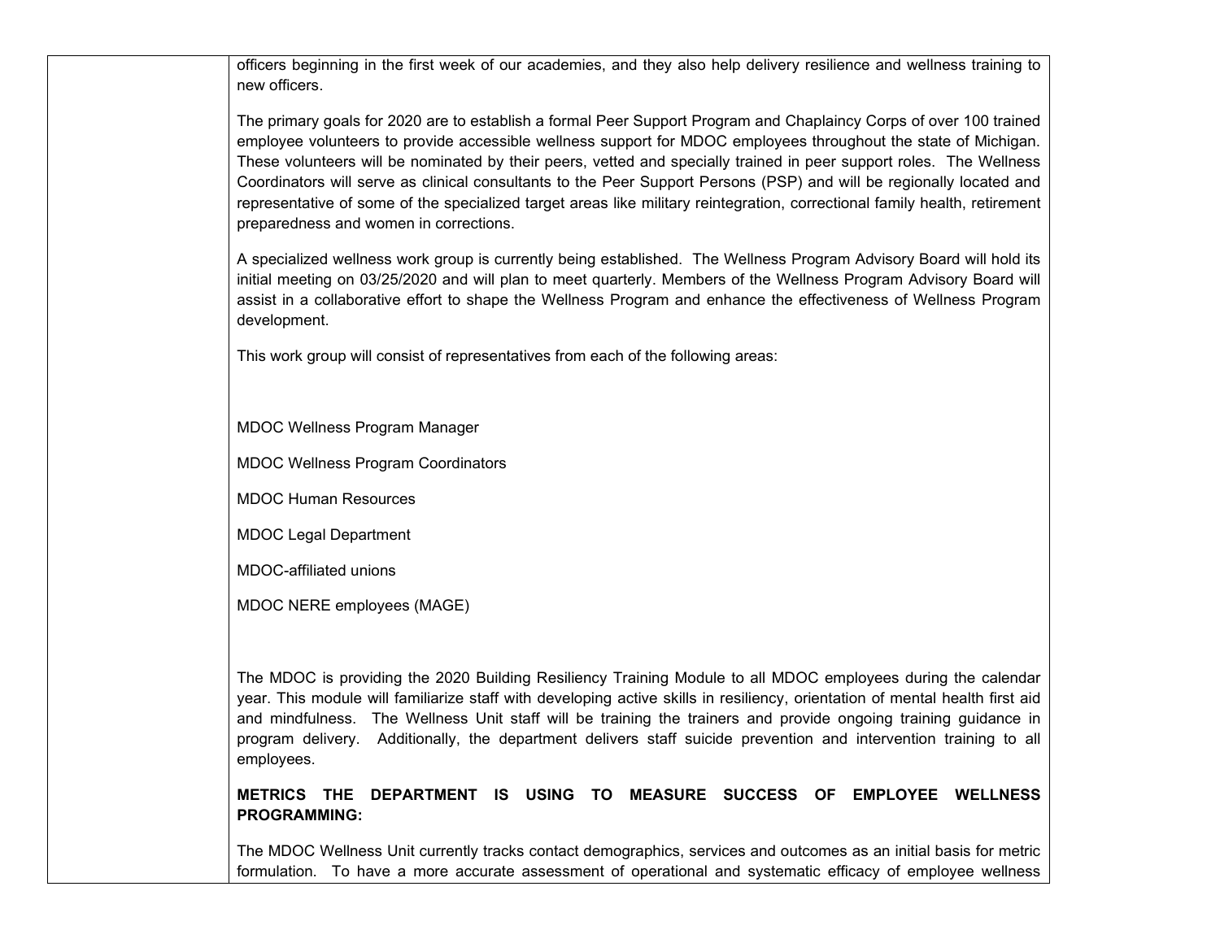officers beginning in the first week of our academies, and they also help delivery resilience and wellness training to new officers.

The primary goals for 2020 are to establish a formal Peer Support Program and Chaplaincy Corps of over 100 trained employee volunteers to provide accessible wellness support for MDOC employees throughout the state of Michigan. These volunteers will be nominated by their peers, vetted and specially trained in peer support roles. The Wellness Coordinators will serve as clinical consultants to the Peer Support Persons (PSP) and will be regionally located and representative of some of the specialized target areas like military reintegration, correctional family health, retirement preparedness and women in corrections.

A specialized wellness work group is currently being established. The Wellness Program Advisory Board will hold its initial meeting on 03/25/2020 and will plan to meet quarterly. Members of the Wellness Program Advisory Board will assist in a collaborative effort to shape the Wellness Program and enhance the effectiveness of Wellness Program development.

This work group will consist of representatives from each of the following areas:

MDOC Wellness Program Manager

MDOC Wellness Program Coordinators

MDOC Human Resources

MDOC Legal Department

MDOC-affiliated unions

MDOC NERE employees (MAGE)

The MDOC is providing the 2020 Building Resiliency Training Module to all MDOC employees during the calendar year. This module will familiarize staff with developing active skills in resiliency, orientation of mental health first aid and mindfulness. The Wellness Unit staff will be training the trainers and provide ongoing training guidance in program delivery. Additionally, the department delivers staff suicide prevention and intervention training to all employees.

**METRICS THE DEPARTMENT IS USING TO MEASURE SUCCESS OF EMPLOYEE WELLNESS PROGRAMMING:**

The MDOC Wellness Unit currently tracks contact demographics, services and outcomes as an initial basis for metric formulation. To have a more accurate assessment of operational and systematic efficacy of employee wellness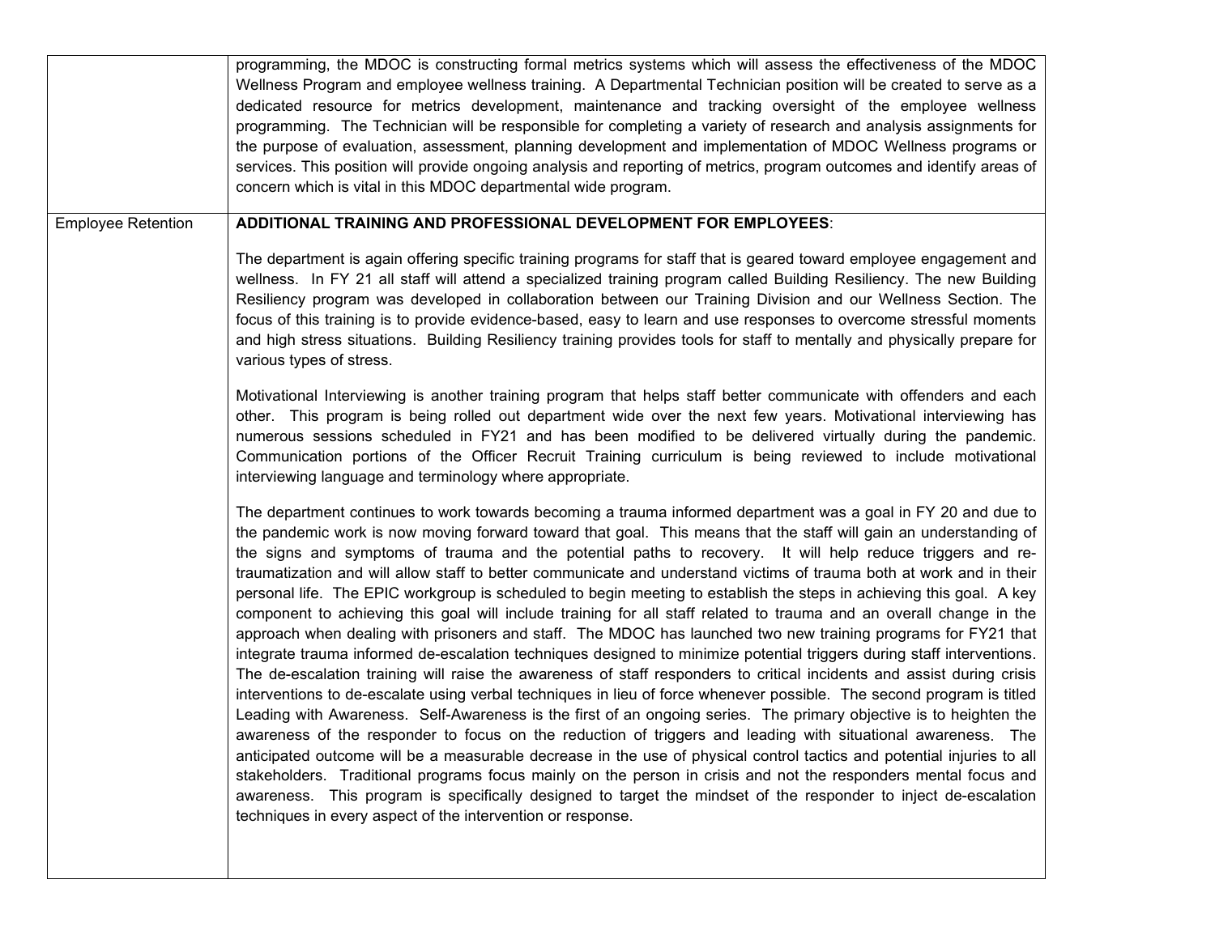| | |
|---|---|
| | programming, the MDOC is constructing formal metrics systems which will assess the effectiveness of the MDOC Wellness Program and employee wellness training. A Departmental Technician position will be created to serve as a dedicated resource for metrics development, maintenance and tracking oversight of the employee wellness programming. The Technician will be responsible for completing a variety of research and analysis assignments for the purpose of evaluation, assessment, planning development and implementation of MDOC Wellness programs or services. This position will provide ongoing analysis and reporting of metrics, program outcomes and identify areas of concern which is vital in this MDOC departmental wide program. |
| Employee Retention | **ADDITIONAL TRAINING AND PROFESSIONAL DEVELOPMENT FOR EMPLOYEES**:<br><br>The department is again offering specific training programs for staff that is geared toward employee engagement and wellness. In FY 21 all staff will attend a specialized training program called Building Resiliency. The new Building Resiliency program was developed in collaboration between our Training Division and our Wellness Section. The focus of this training is to provide evidence-based, easy to learn and use responses to overcome stressful moments and high stress situations. Building Resiliency training provides tools for staff to mentally and physically prepare for various types of stress.<br><br>Motivational Interviewing is another training program that helps staff better communicate with offenders and each other. This program is being rolled out department wide over the next few years. Motivational interviewing has numerous sessions scheduled in FY21 and has been modified to be delivered virtually during the pandemic. Communication portions of the Officer Recruit Training curriculum is being reviewed to include motivational interviewing language and terminology where appropriate.<br><br>The department continues to work towards becoming a trauma informed department was a goal in FY 20 and due to the pandemic work is now moving forward toward that goal. This means that the staff will gain an understanding of the signs and symptoms of trauma and the potential paths to recovery. It will help reduce triggers and re-traumatization and will allow staff to better communicate and understand victims of trauma both at work and in their personal life. The EPIC workgroup is scheduled to begin meeting to establish the steps in achieving this goal. A key component to achieving this goal will include training for all staff related to trauma and an overall change in the approach when dealing with prisoners and staff. The MDOC has launched two new training programs for FY21 that integrate trauma informed de-escalation techniques designed to minimize potential triggers during staff interventions. The de-escalation training will raise the awareness of staff responders to critical incidents and assist during crisis interventions to de-escalate using verbal techniques in lieu of force whenever possible. The second program is titled Leading with Awareness. Self-Awareness is the first of an ongoing series. The primary objective is to heighten the awareness of the responder to focus on the reduction of triggers and leading with situational awareness. The anticipated outcome will be a measurable decrease in the use of physical control tactics and potential injuries to all stakeholders. Traditional programs focus mainly on the person in crisis and not the responders mental focus and awareness. This program is specifically designed to target the mindset of the responder to inject de-escalation techniques in every aspect of the intervention or response. |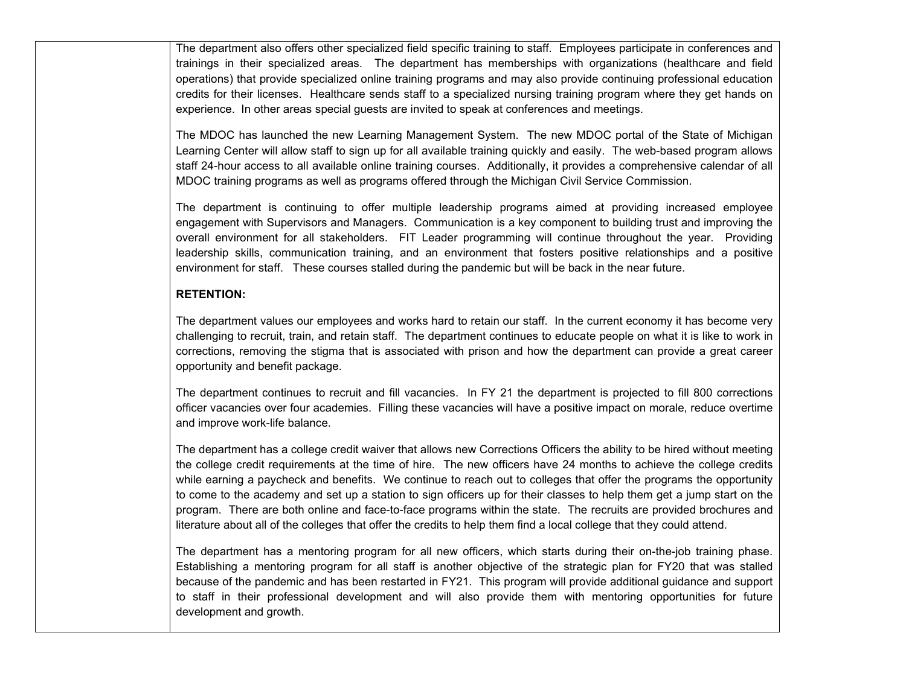The department also offers other specialized field specific training to staff. Employees participate in conferences and trainings in their specialized areas. The department has memberships with organizations (healthcare and field operations) that provide specialized online training programs and may also provide continuing professional education credits for their licenses. Healthcare sends staff to a specialized nursing training program where they get hands on experience. In other areas special guests are invited to speak at conferences and meetings.

The MDOC has launched the new Learning Management System. The new MDOC portal of the State of Michigan Learning Center will allow staff to sign up for all available training quickly and easily. The web-based program allows staff 24-hour access to all available online training courses. Additionally, it provides a comprehensive calendar of all MDOC training programs as well as programs offered through the Michigan Civil Service Commission.

The department is continuing to offer multiple leadership programs aimed at providing increased employee engagement with Supervisors and Managers. Communication is a key component to building trust and improving the overall environment for all stakeholders. FIT Leader programming will continue throughout the year. Providing leadership skills, communication training, and an environment that fosters positive relationships and a positive environment for staff. These courses stalled during the pandemic but will be back in the near future.

**RETENTION:**

The department values our employees and works hard to retain our staff. In the current economy it has become very challenging to recruit, train, and retain staff. The department continues to educate people on what it is like to work in corrections, removing the stigma that is associated with prison and how the department can provide a great career opportunity and benefit package.

The department continues to recruit and fill vacancies. In FY 21 the department is projected to fill 800 corrections officer vacancies over four academies. Filling these vacancies will have a positive impact on morale, reduce overtime and improve work-life balance.

The department has a college credit waiver that allows new Corrections Officers the ability to be hired without meeting the college credit requirements at the time of hire. The new officers have 24 months to achieve the college credits while earning a paycheck and benefits. We continue to reach out to colleges that offer the programs the opportunity to come to the academy and set up a station to sign officers up for their classes to help them get a jump start on the program. There are both online and face-to-face programs within the state. The recruits are provided brochures and literature about all of the colleges that offer the credits to help them find a local college that they could attend.

The department has a mentoring program for all new officers, which starts during their on-the-job training phase. Establishing a mentoring program for all staff is another objective of the strategic plan for FY20 that was stalled because of the pandemic and has been restarted in FY21. This program will provide additional guidance and support to staff in their professional development and will also provide them with mentoring opportunities for future development and growth.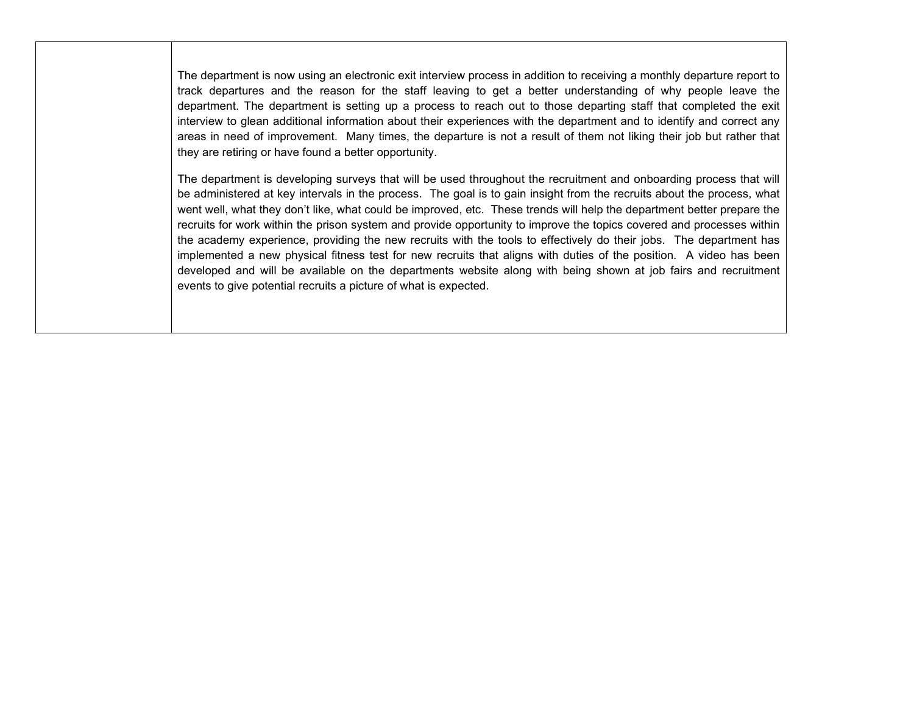| | |
|---|---|
| | The department is now using an electronic exit interview process in addition to receiving a monthly departure report to track departures and the reason for the staff leaving to get a better understanding of why people leave the department. The department is setting up a process to reach out to those departing staff that completed the exit interview to glean additional information about their experiences with the department and to identify and correct any areas in need of improvement. Many times, the departure is not a result of them not liking their job but rather that they are retiring or have found a better opportunity.<br><br>The department is developing surveys that will be used throughout the recruitment and onboarding process that will be administered at key intervals in the process. The goal is to gain insight from the recruits about the process, what went well, what they don't like, what could be improved, etc. These trends will help the department better prepare the recruits for work within the prison system and provide opportunity to improve the topics covered and processes within the academy experience, providing the new recruits with the tools to effectively do their jobs. The department has implemented a new physical fitness test for new recruits that aligns with duties of the position. A video has been developed and will be available on the departments website along with being shown at job fairs and recruitment events to give potential recruits a picture of what is expected. |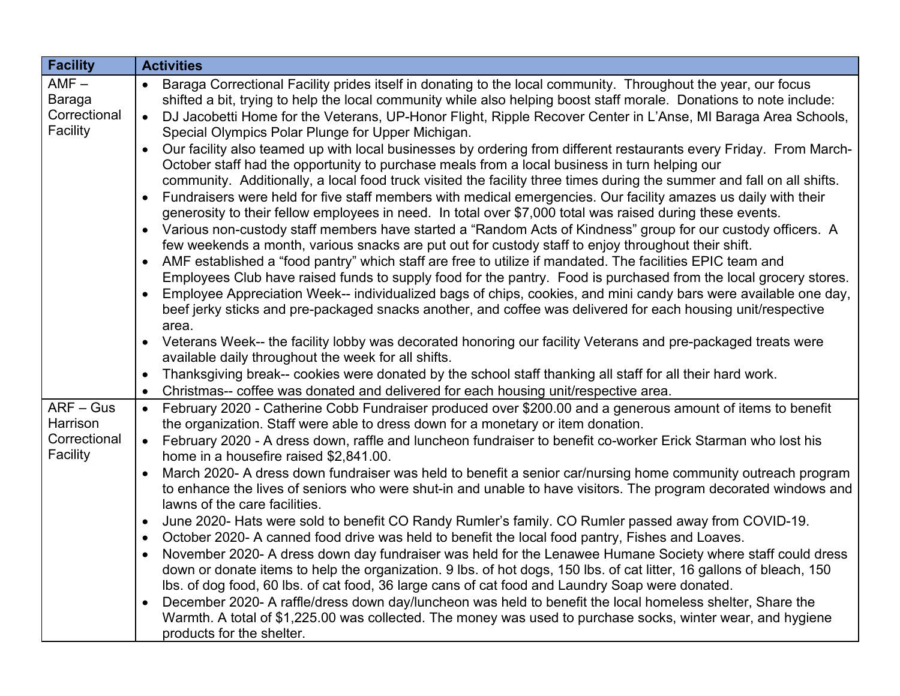| Facility | Activities |
|---|---|
| AMF – Baraga Correctional Facility | • Baraga Correctional Facility prides itself in donating to the local community. Throughout the year, our focus shifted a bit, trying to help the local community while also helping boost staff morale. Donations to note include:<br>• DJ Jacobetti Home for the Veterans, UP-Honor Flight, Ripple Recover Center in L'Anse, MI Baraga Area Schools, Special Olympics Polar Plunge for Upper Michigan.<br>• Our facility also teamed up with local businesses by ordering from different restaurants every Friday. From March-October staff had the opportunity to purchase meals from a local business in turn helping our community. Additionally, a local food truck visited the facility three times during the summer and fall on all shifts.<br>• Fundraisers were held for five staff members with medical emergencies. Our facility amazes us daily with their generosity to their fellow employees in need. In total over $7,000 total was raised during these events.<br>• Various non-custody staff members have started a "Random Acts of Kindness" group for our custody officers. A few weekends a month, various snacks are put out for custody staff to enjoy throughout their shift.<br>• AMF established a "food pantry" which staff are free to utilize if mandated. The facilities EPIC team and Employees Club have raised funds to supply food for the pantry. Food is purchased from the local grocery stores.<br>• Employee Appreciation Week-- individualized bags of chips, cookies, and mini candy bars were available one day, beef jerky sticks and pre-packaged snacks another, and coffee was delivered for each housing unit/respective area.<br>• Veterans Week-- the facility lobby was decorated honoring our facility Veterans and pre-packaged treats were available daily throughout the week for all shifts.<br>• Thanksgiving break-- cookies were donated by the school staff thanking all staff for all their hard work.<br>• Christmas-- coffee was donated and delivered for each housing unit/respective area. |
| ARF – Gus Harrison Correctional Facility | • February 2020 - Catherine Cobb Fundraiser produced over $200.00 and a generous amount of items to benefit the organization. Staff were able to dress down for a monetary or item donation.<br>• February 2020 - A dress down, raffle and luncheon fundraiser to benefit co-worker Erick Starman who lost his home in a housefire raised $2,841.00.<br>• March 2020- A dress down fundraiser was held to benefit a senior car/nursing home community outreach program to enhance the lives of seniors who were shut-in and unable to have visitors. The program decorated windows and lawns of the care facilities.<br>• June 2020- Hats were sold to benefit CO Randy Rumler's family. CO Rumler passed away from COVID-19.<br>• October 2020- A canned food drive was held to benefit the local food pantry, Fishes and Loaves.<br>• November 2020- A dress down day fundraiser was held for the Lenawee Humane Society where staff could dress down or donate items to help the organization. 9 lbs. of hot dogs, 150 lbs. of cat litter, 16 gallons of bleach, 150 lbs. of dog food, 60 lbs. of cat food, 36 large cans of cat food and Laundry Soap were donated.<br>• December 2020- A raffle/dress down day/luncheon was held to benefit the local homeless shelter, Share the Warmth. A total of $1,225.00 was collected. The money was used to purchase socks, winter wear, and hygiene products for the shelter. |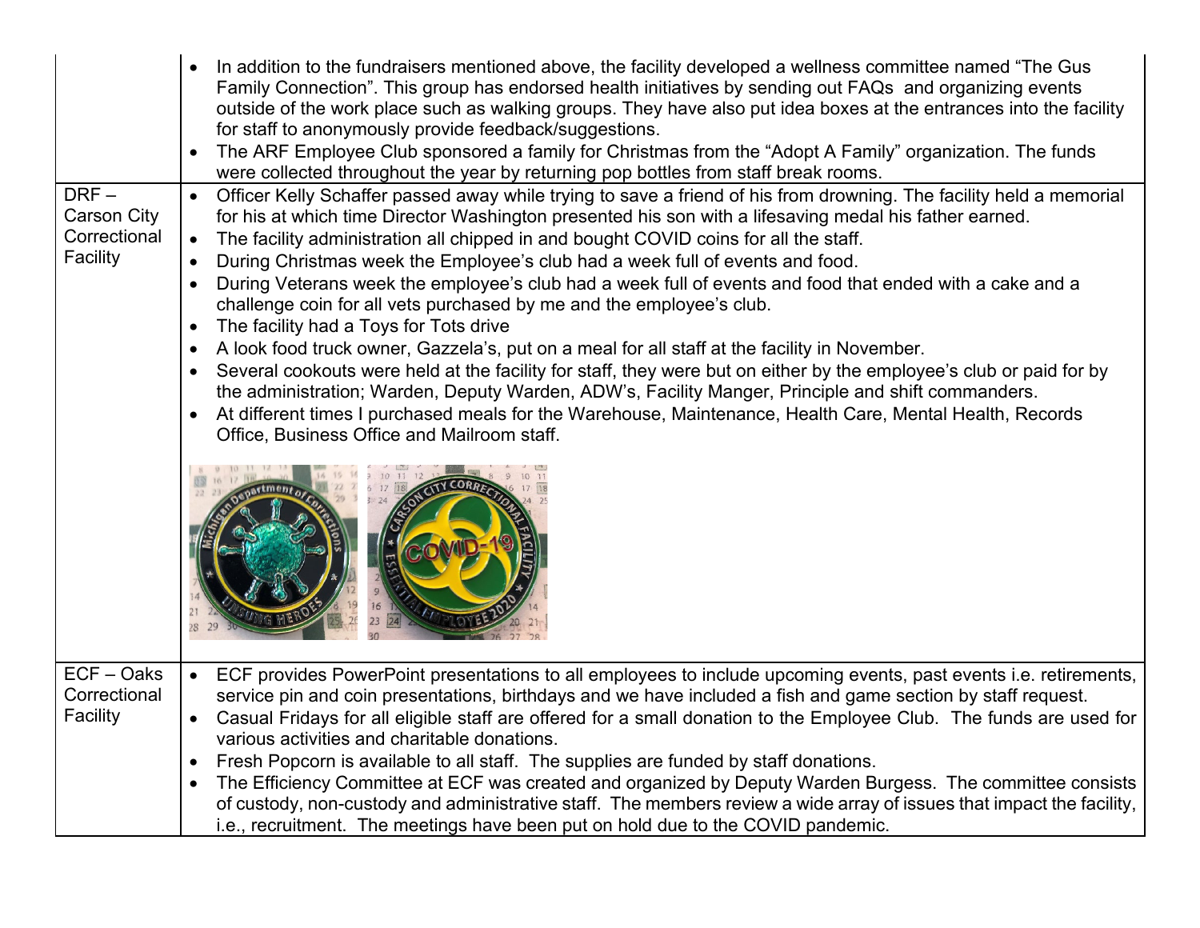| | |
|---|---|
| | • In addition to the fundraisers mentioned above, the facility developed a wellness committee named "The Gus Family Connection". This group has endorsed health initiatives by sending out FAQs and organizing events outside of the work place such as walking groups. They have also put idea boxes at the entrances into the facility for staff to anonymously provide feedback/suggestions.<br>• The ARF Employee Club sponsored a family for Christmas from the "Adopt A Family" organization. The funds were collected throughout the year by returning pop bottles from staff break rooms. |
| DRF – Carson City Correctional Facility | • Officer Kelly Schaffer passed away while trying to save a friend of his from drowning. The facility held a memorial for his at which time Director Washington presented his son with a lifesaving medal his father earned.<br>• The facility administration all chipped in and bought COVID coins for all the staff.<br>• During Christmas week the Employee's club had a week full of events and food.<br>• During Veterans week the employee's club had a week full of events and food that ended with a cake and a challenge coin for all vets purchased by me and the employee's club.<br>• The facility had a Toys for Tots drive<br>• A look food truck owner, Gazzela's, put on a meal for all staff at the facility in November.<br>• Several cookouts were held at the facility for staff, they were but on either by the employee's club or paid for by the administration; Warden, Deputy Warden, ADW's, Facility Manger, Principle and shift commanders.<br>• At different times I purchased meals for the Warehouse, Maintenance, Health Care, Mental Health, Records Office, Business Office and Mailroom staff. |
| ECF – Oaks Correctional Facility | • ECF provides PowerPoint presentations to all employees to include upcoming events, past events i.e. retirements, service pin and coin presentations, birthdays and we have included a fish and game section by staff request.<br>• Casual Fridays for all eligible staff are offered for a small donation to the Employee Club. The funds are used for various activities and charitable donations.<br>• Fresh Popcorn is available to all staff. The supplies are funded by staff donations.<br>• The Efficiency Committee at ECF was created and organized by Deputy Warden Burgess. The committee consists of custody, non-custody and administrative staff. The members review a wide array of issues that impact the facility, i.e., recruitment. The meetings have been put on hold due to the COVID pandemic. |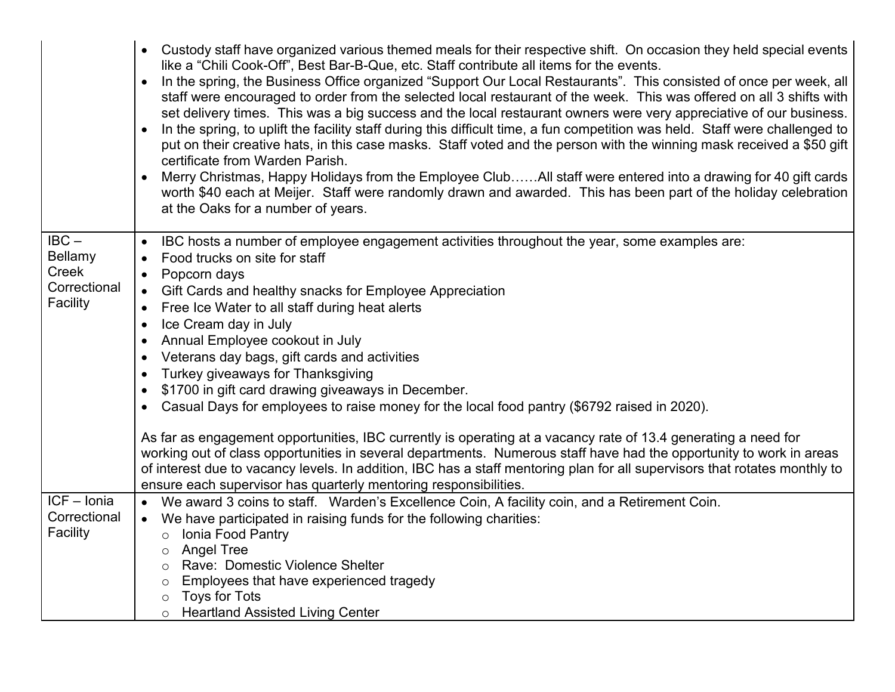| | |
|---|---|
| | • Custody staff have organized various themed meals for their respective shift. On occasion they held special events like a "Chili Cook-Off", Best Bar-B-Que, etc. Staff contribute all items for the events.<br>• In the spring, the Business Office organized "Support Our Local Restaurants". This consisted of once per week, all staff were encouraged to order from the selected local restaurant of the week. This was offered on all 3 shifts with set delivery times. This was a big success and the local restaurant owners were very appreciative of our business.<br>• In the spring, to uplift the facility staff during this difficult time, a fun competition was held. Staff were challenged to put on their creative hats, in this case masks. Staff voted and the person with the winning mask received a $50 gift certificate from Warden Parish.<br>• Merry Christmas, Happy Holidays from the Employee Club……All staff were entered into a drawing for 40 gift cards worth $40 each at Meijer. Staff were randomly drawn and awarded. This has been part of the holiday celebration at the Oaks for a number of years. |
| IBC – Bellamy Creek Correctional Facility | • IBC hosts a number of employee engagement activities throughout the year, some examples are:<br>• Food trucks on site for staff<br>• Popcorn days<br>• Gift Cards and healthy snacks for Employee Appreciation<br>• Free Ice Water to all staff during heat alerts<br>• Ice Cream day in July<br>• Annual Employee cookout in July<br>• Veterans day bags, gift cards and activities<br>• Turkey giveaways for Thanksgiving<br>• $1700 in gift card drawing giveaways in December.<br>• Casual Days for employees to raise money for the local food pantry ($6792 raised in 2020).<br><br>As far as engagement opportunities, IBC currently is operating at a vacancy rate of 13.4 generating a need for working out of class opportunities in several departments. Numerous staff have had the opportunity to work in areas of interest due to vacancy levels. In addition, IBC has a staff mentoring plan for all supervisors that rotates monthly to ensure each supervisor has quarterly mentoring responsibilities. |
| ICF – Ionia Correctional Facility | • We award 3 coins to staff. Warden's Excellence Coin, A facility coin, and a Retirement Coin.<br>• We have participated in raising funds for the following charities:<br>  ○ Ionia Food Pantry<br>  ○ Angel Tree<br>  ○ Rave: Domestic Violence Shelter<br>  ○ Employees that have experienced tragedy<br>  ○ Toys for Tots<br>  ○ Heartland Assisted Living Center |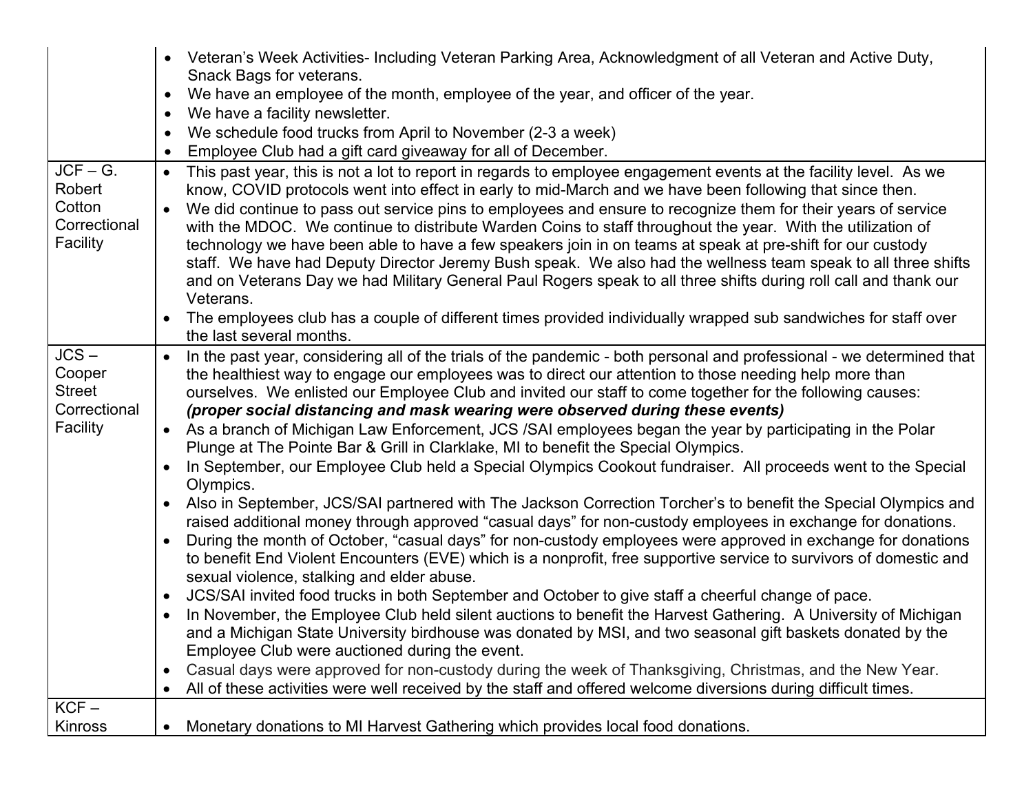| | |
|---|---|
| | • Veteran's Week Activities- Including Veteran Parking Area, Acknowledgment of all Veteran and Active Duty, Snack Bags for veterans.<br>• We have an employee of the month, employee of the year, and officer of the year.<br>• We have a facility newsletter.<br>• We schedule food trucks from April to November (2-3 a week)<br>• Employee Club had a gift card giveaway for all of December. |
| JCF – G. Robert Cotton Correctional Facility | • This past year, this is not a lot to report in regards to employee engagement events at the facility level. As we know, COVID protocols went into effect in early to mid-March and we have been following that since then.<br>• We did continue to pass out service pins to employees and ensure to recognize them for their years of service with the MDOC. We continue to distribute Warden Coins to staff throughout the year. With the utilization of technology we have been able to have a few speakers join in on teams at speak at pre-shift for our custody staff. We have had Deputy Director Jeremy Bush speak. We also had the wellness team speak to all three shifts and on Veterans Day we had Military General Paul Rogers speak to all three shifts during roll call and thank our Veterans.<br>• The employees club has a couple of different times provided individually wrapped sub sandwiches for staff over the last several months. |
| JCS – Cooper Street Correctional Facility | • In the past year, considering all of the trials of the pandemic - both personal and professional - we determined that the healthiest way to engage our employees was to direct our attention to those needing help more than ourselves. We enlisted our Employee Club and invited our staff to come together for the following causes: ***(proper social distancing and mask wearing were observed during these events)***<br>• As a branch of Michigan Law Enforcement, JCS /SAI employees began the year by participating in the Polar Plunge at The Pointe Bar & Grill in Clarklake, MI to benefit the Special Olympics.<br>• In September, our Employee Club held a Special Olympics Cookout fundraiser. All proceeds went to the Special Olympics.<br>• Also in September, JCS/SAI partnered with The Jackson Correction Torcher's to benefit the Special Olympics and raised additional money through approved "casual days" for non-custody employees in exchange for donations.<br>• During the month of October, "casual days" for non-custody employees were approved in exchange for donations to benefit End Violent Encounters (EVE) which is a nonprofit, free supportive service to survivors of domestic and sexual violence, stalking and elder abuse.<br>• JCS/SAI invited food trucks in both September and October to give staff a cheerful change of pace.<br>• In November, the Employee Club held silent auctions to benefit the Harvest Gathering. A University of Michigan and a Michigan State University birdhouse was donated by MSI, and two seasonal gift baskets donated by the Employee Club were auctioned during the event.<br>• Casual days were approved for non-custody during the week of Thanksgiving, Christmas, and the New Year.<br>• All of these activities were well received by the staff and offered welcome diversions during difficult times. |
| KCF – Kinross | • Monetary donations to MI Harvest Gathering which provides local food donations. |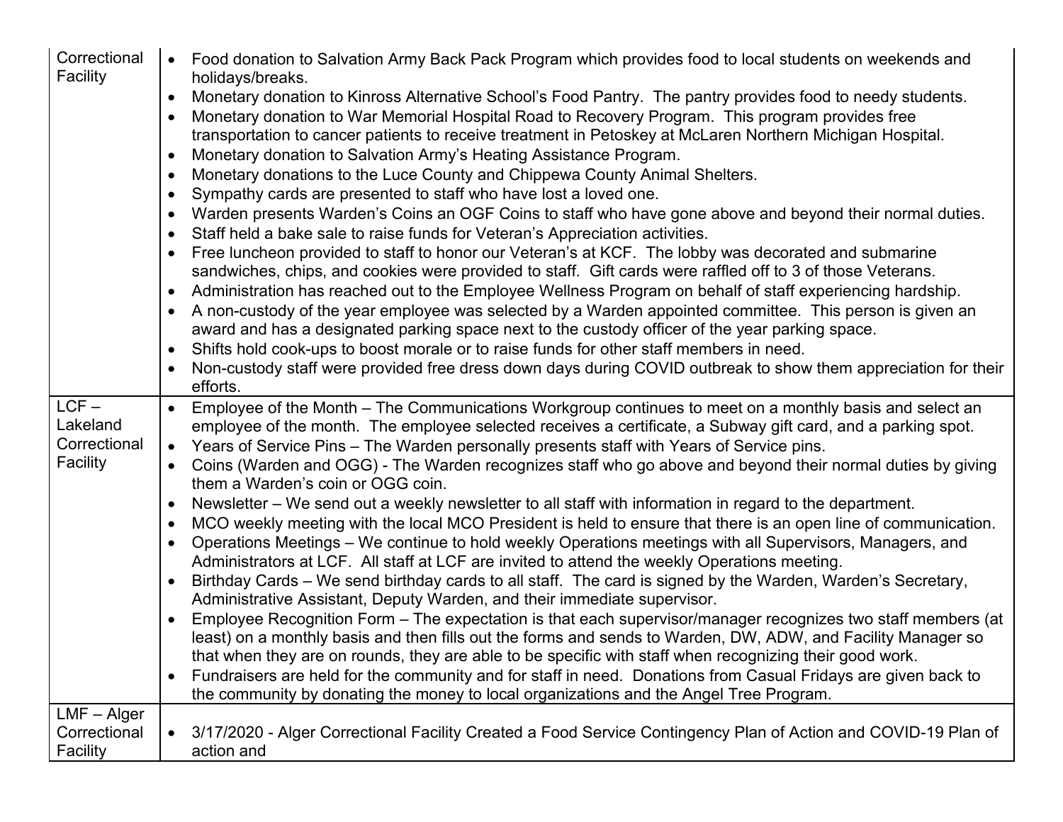| | |
|---|---|
| Correctional Facility | • Food donation to Salvation Army Back Pack Program which provides food to local students on weekends and holidays/breaks.<br>• Monetary donation to Kinross Alternative School's Food Pantry. The pantry provides food to needy students.<br>• Monetary donation to War Memorial Hospital Road to Recovery Program. This program provides free transportation to cancer patients to receive treatment in Petoskey at McLaren Northern Michigan Hospital.<br>• Monetary donation to Salvation Army's Heating Assistance Program.<br>• Monetary donations to the Luce County and Chippewa County Animal Shelters.<br>• Sympathy cards are presented to staff who have lost a loved one.<br>• Warden presents Warden's Coins an OGF Coins to staff who have gone above and beyond their normal duties.<br>• Staff held a bake sale to raise funds for Veteran's Appreciation activities.<br>• Free luncheon provided to staff to honor our Veteran's at KCF. The lobby was decorated and submarine sandwiches, chips, and cookies were provided to staff. Gift cards were raffled off to 3 of those Veterans.<br>• Administration has reached out to the Employee Wellness Program on behalf of staff experiencing hardship.<br>• A non-custody of the year employee was selected by a Warden appointed committee. This person is given an award and has a designated parking space next to the custody officer of the year parking space.<br>• Shifts hold cook-ups to boost morale or to raise funds for other staff members in need.<br>• Non-custody staff were provided free dress down days during COVID outbreak to show them appreciation for their efforts. |
| LCF – Lakeland Correctional Facility | • Employee of the Month – The Communications Workgroup continues to meet on a monthly basis and select an employee of the month. The employee selected receives a certificate, a Subway gift card, and a parking spot.<br>• Years of Service Pins – The Warden personally presents staff with Years of Service pins.<br>• Coins (Warden and OGG) - The Warden recognizes staff who go above and beyond their normal duties by giving them a Warden's coin or OGG coin.<br>• Newsletter – We send out a weekly newsletter to all staff with information in regard to the department.<br>• MCO weekly meeting with the local MCO President is held to ensure that there is an open line of communication.<br>• Operations Meetings – We continue to hold weekly Operations meetings with all Supervisors, Managers, and Administrators at LCF. All staff at LCF are invited to attend the weekly Operations meeting.<br>• Birthday Cards – We send birthday cards to all staff. The card is signed by the Warden, Warden's Secretary, Administrative Assistant, Deputy Warden, and their immediate supervisor.<br>• Employee Recognition Form – The expectation is that each supervisor/manager recognizes two staff members (at least) on a monthly basis and then fills out the forms and sends to Warden, DW, ADW, and Facility Manager so that when they are on rounds, they are able to be specific with staff when recognizing their good work.<br>• Fundraisers are held for the community and for staff in need. Donations from Casual Fridays are given back to the community by donating the money to local organizations and the Angel Tree Program. |
| LMF – Alger Correctional Facility | • 3/17/2020 - Alger Correctional Facility Created a Food Service Contingency Plan of Action and COVID-19 Plan of action and |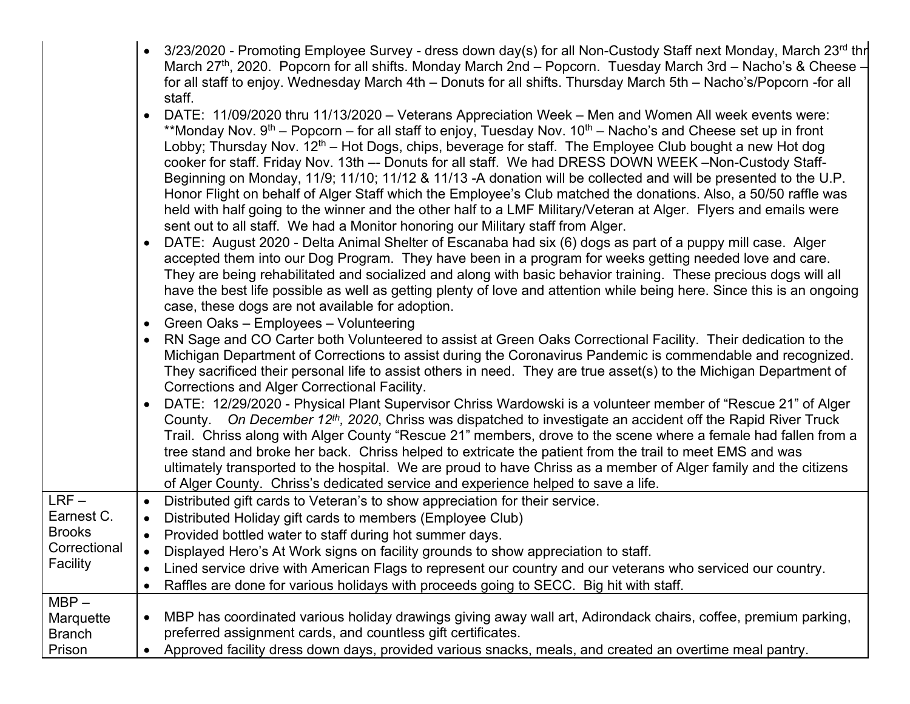| | |
|---|---|
| | • 3/23/2020 - Promoting Employee Survey - dress down day(s) for all Non-Custody Staff next Monday, March 23rd thr March 27th, 2020. Popcorn for all shifts. Monday March 2nd – Popcorn. Tuesday March 3rd – Nacho's & Cheese – for all staff to enjoy. Wednesday March 4th – Donuts for all shifts. Thursday March 5th – Nacho's/Popcorn -for all staff.<br>• DATE: 11/09/2020 thru 11/13/2020 – Veterans Appreciation Week – Men and Women All week events were: **Monday Nov. 9th – Popcorn – for all staff to enjoy, Tuesday Nov. 10th – Nacho's and Cheese set up in front Lobby; Thursday Nov. 12th – Hot Dogs, chips, beverage for staff. The Employee Club bought a new Hot dog cooker for staff. Friday Nov. 13th –- Donuts for all staff. We had DRESS DOWN WEEK –Non-Custody Staff-Beginning on Monday, 11/9; 11/10; 11/12 & 11/13 -A donation will be collected and will be presented to the U.P. Honor Flight on behalf of Alger Staff which the Employee's Club matched the donations. Also, a 50/50 raffle was held with half going to the winner and the other half to a LMF Military/Veteran at Alger. Flyers and emails were sent out to all staff. We had a Monitor honoring our Military staff from Alger.<br>• DATE: August 2020 - Delta Animal Shelter of Escanaba had six (6) dogs as part of a puppy mill case. Alger accepted them into our Dog Program. They have been in a program for weeks getting needed love and care. They are being rehabilitated and socialized and along with basic behavior training. These precious dogs will all have the best life possible as well as getting plenty of love and attention while being here. Since this is an ongoing case, these dogs are not available for adoption.<br>• Green Oaks – Employees – Volunteering<br>• RN Sage and CO Carter both Volunteered to assist at Green Oaks Correctional Facility. Their dedication to the Michigan Department of Corrections to assist during the Coronavirus Pandemic is commendable and recognized. They sacrificed their personal life to assist others in need. They are true asset(s) to the Michigan Department of Corrections and Alger Correctional Facility.<br>• DATE: 12/29/2020 - Physical Plant Supervisor Chriss Wardowski is a volunteer member of "Rescue 21" of Alger County. *On December 12th, 2020*, Chriss was dispatched to investigate an accident off the Rapid River Truck Trail. Chriss along with Alger County "Rescue 21" members, drove to the scene where a female had fallen from a tree stand and broke her back. Chriss helped to extricate the patient from the trail to meet EMS and was ultimately transported to the hospital. We are proud to have Chriss as a member of Alger family and the citizens of Alger County. Chriss's dedicated service and experience helped to save a life. |
| LRF – Earnest C. Brooks Correctional Facility | • Distributed gift cards to Veteran's to show appreciation for their service.<br>• Distributed Holiday gift cards to members (Employee Club)<br>• Provided bottled water to staff during hot summer days.<br>• Displayed Hero's At Work signs on facility grounds to show appreciation to staff.<br>• Lined service drive with American Flags to represent our country and our veterans who serviced our country.<br>• Raffles are done for various holidays with proceeds going to SECC. Big hit with staff. |
| MBP – Marquette Branch Prison | • MBP has coordinated various holiday drawings giving away wall art, Adirondack chairs, coffee, premium parking, preferred assignment cards, and countless gift certificates.<br>• Approved facility dress down days, provided various snacks, meals, and created an overtime meal pantry. |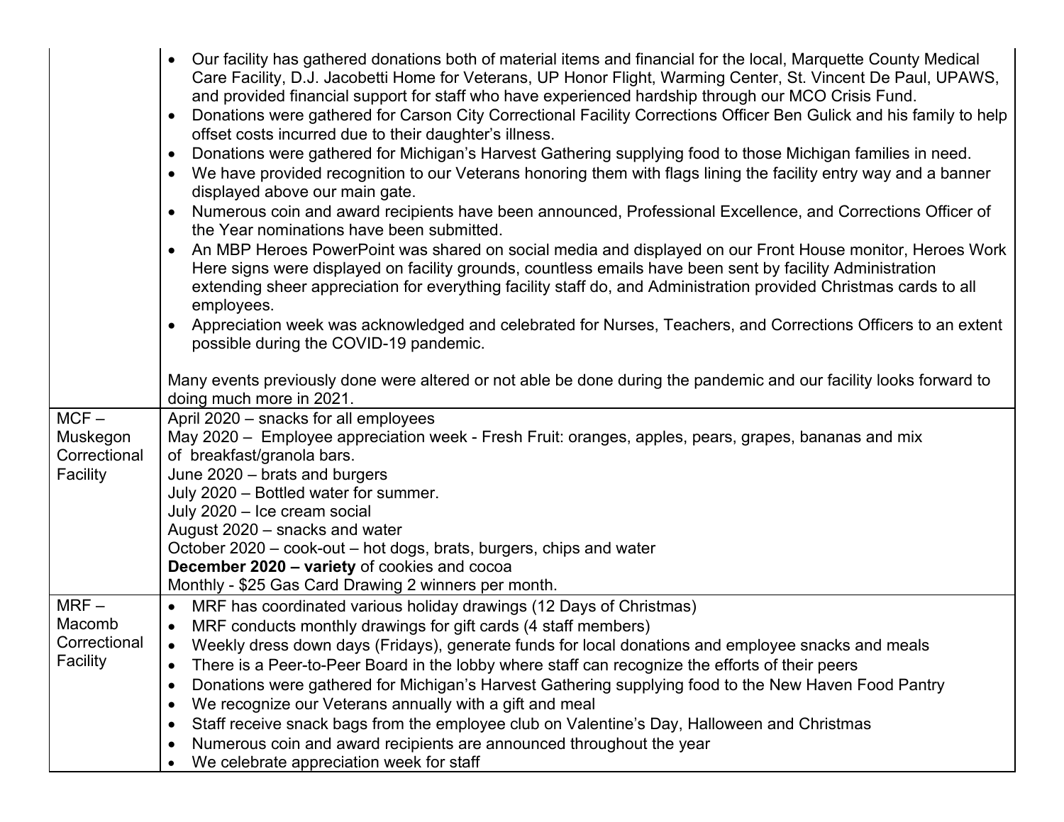| | |
|---|---|
| | • Our facility has gathered donations both of material items and financial for the local, Marquette County Medical Care Facility, D.J. Jacobetti Home for Veterans, UP Honor Flight, Warming Center, St. Vincent De Paul, UPAWS, and provided financial support for staff who have experienced hardship through our MCO Crisis Fund.<br>• Donations were gathered for Carson City Correctional Facility Corrections Officer Ben Gulick and his family to help offset costs incurred due to their daughter's illness.<br>• Donations were gathered for Michigan's Harvest Gathering supplying food to those Michigan families in need.<br>• We have provided recognition to our Veterans honoring them with flags lining the facility entry way and a banner displayed above our main gate.<br>• Numerous coin and award recipients have been announced, Professional Excellence, and Corrections Officer of the Year nominations have been submitted.<br>• An MBP Heroes PowerPoint was shared on social media and displayed on our Front House monitor, Heroes Work Here signs were displayed on facility grounds, countless emails have been sent by facility Administration extending sheer appreciation for everything facility staff do, and Administration provided Christmas cards to all employees.<br>• Appreciation week was acknowledged and celebrated for Nurses, Teachers, and Corrections Officers to an extent possible during the COVID-19 pandemic.<br><br>Many events previously done were altered or not able be done during the pandemic and our facility looks forward to doing much more in 2021. |
| MCF – Muskegon Correctional Facility | April 2020 – snacks for all employees<br>May 2020 – Employee appreciation week - Fresh Fruit: oranges, apples, pears, grapes, bananas and mix of breakfast/granola bars.<br>June 2020 – brats and burgers<br>July 2020 – Bottled water for summer.<br>July 2020 – Ice cream social<br>August 2020 – snacks and water<br>October 2020 – cook-out – hot dogs, brats, burgers, chips and water<br>**December 2020 – variety** of cookies and cocoa<br>Monthly - $25 Gas Card Drawing 2 winners per month. |
| MRF – Macomb Correctional Facility | • MRF has coordinated various holiday drawings (12 Days of Christmas)<br>• MRF conducts monthly drawings for gift cards (4 staff members)<br>• Weekly dress down days (Fridays), generate funds for local donations and employee snacks and meals<br>• There is a Peer-to-Peer Board in the lobby where staff can recognize the efforts of their peers<br>• Donations were gathered for Michigan's Harvest Gathering supplying food to the New Haven Food Pantry<br>• We recognize our Veterans annually with a gift and meal<br>• Staff receive snack bags from the employee club on Valentine's Day, Halloween and Christmas<br>• Numerous coin and award recipients are announced throughout the year<br>• We celebrate appreciation week for staff |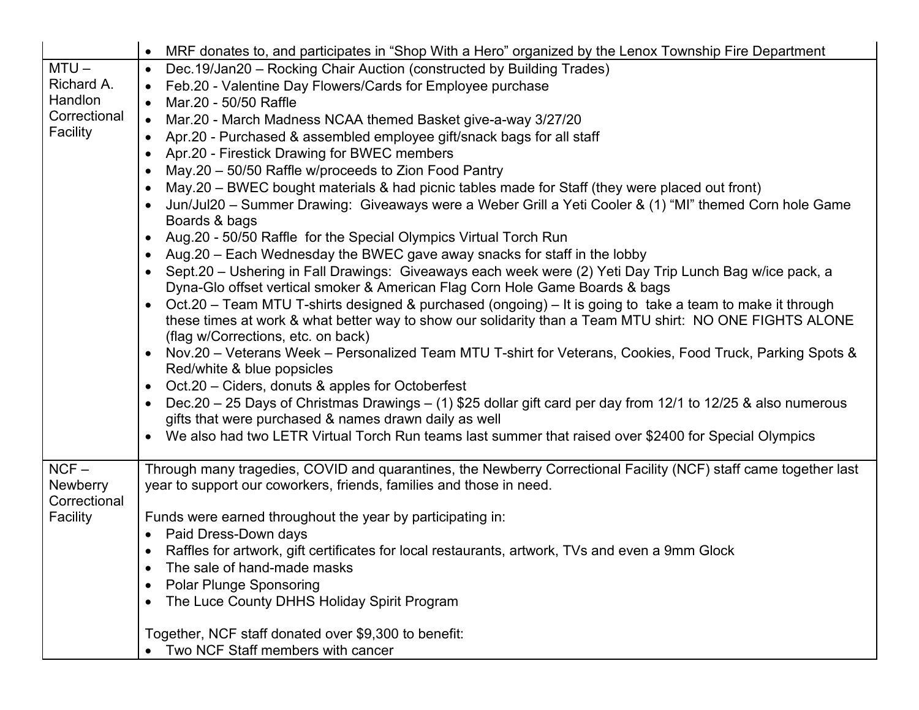| | |
|---|---|
| | • MRF donates to, and participates in "Shop With a Hero" organized by the Lenox Township Fire Department |
| MTU – Richard A. Handlon Correctional Facility | • Dec.19/Jan20 – Rocking Chair Auction (constructed by Building Trades)<br>• Feb.20 - Valentine Day Flowers/Cards for Employee purchase<br>• Mar.20 - 50/50 Raffle<br>• Mar.20 - March Madness NCAA themed Basket give-a-way 3/27/20<br>• Apr.20 - Purchased & assembled employee gift/snack bags for all staff<br>• Apr.20 - Firestick Drawing for BWEC members<br>• May.20 – 50/50 Raffle w/proceeds to Zion Food Pantry<br>• May.20 – BWEC bought materials & had picnic tables made for Staff (they were placed out front)<br>• Jun/Jul20 – Summer Drawing: Giveaways were a Weber Grill a Yeti Cooler & (1) "MI" themed Corn hole Game Boards & bags<br>• Aug.20 - 50/50 Raffle for the Special Olympics Virtual Torch Run<br>• Aug.20 – Each Wednesday the BWEC gave away snacks for staff in the lobby<br>• Sept.20 – Ushering in Fall Drawings: Giveaways each week were (2) Yeti Day Trip Lunch Bag w/ice pack, a Dyna-Glo offset vertical smoker & American Flag Corn Hole Game Boards & bags<br>• Oct.20 – Team MTU T-shirts designed & purchased (ongoing) – It is going to take a team to make it through these times at work & what better way to show our solidarity than a Team MTU shirt: NO ONE FIGHTS ALONE (flag w/Corrections, etc. on back)<br>• Nov.20 – Veterans Week – Personalized Team MTU T-shirt for Veterans, Cookies, Food Truck, Parking Spots & Red/white & blue popsicles<br>• Oct.20 – Ciders, donuts & apples for Octoberfest<br>• Dec.20 – 25 Days of Christmas Drawings – (1) $25 dollar gift card per day from 12/1 to 12/25 & also numerous gifts that were purchased & names drawn daily as well<br>• We also had two LETR Virtual Torch Run teams last summer that raised over $2400 for Special Olympics |
| NCF – Newberry Correctional Facility | Through many tragedies, COVID and quarantines, the Newberry Correctional Facility (NCF) staff came together last year to support our coworkers, friends, families and those in need.<br><br>Funds were earned throughout the year by participating in:<br>• Paid Dress-Down days<br>• Raffles for artwork, gift certificates for local restaurants, artwork, TVs and even a 9mm Glock<br>• The sale of hand-made masks<br>• Polar Plunge Sponsoring<br>• The Luce County DHHS Holiday Spirit Program<br><br>Together, NCF staff donated over $9,300 to benefit:<br>• Two NCF Staff members with cancer |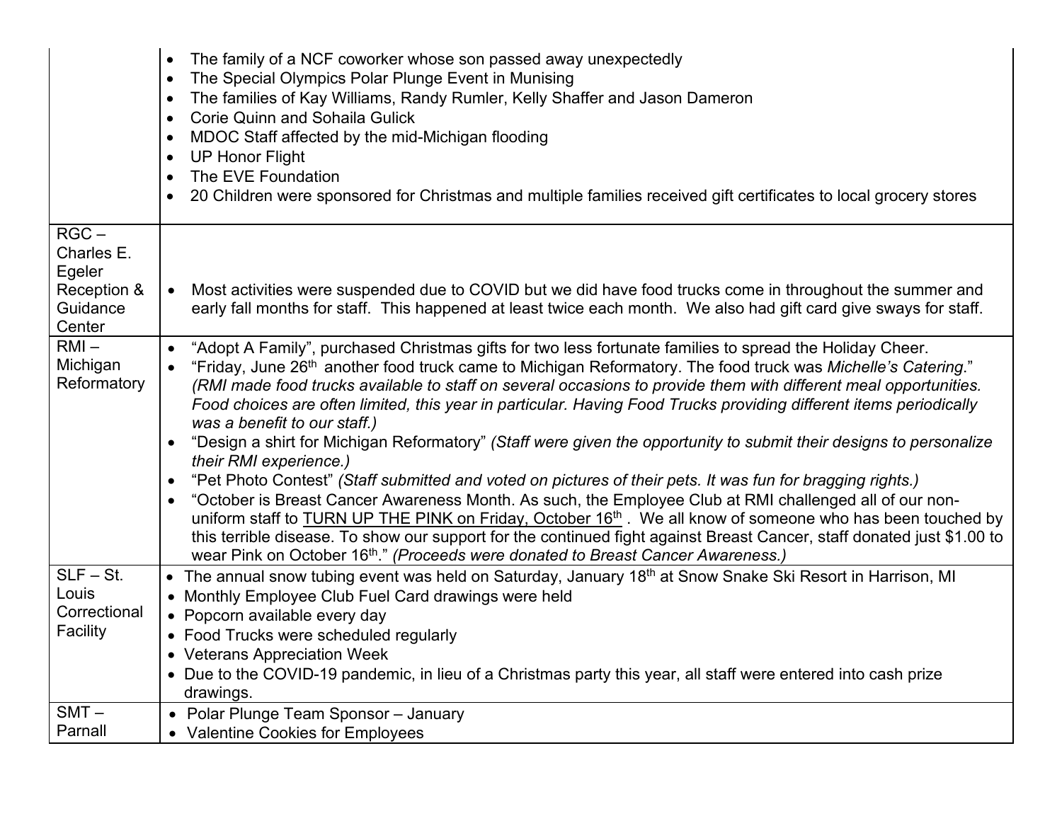| | |
|---|---|
| | • The family of a NCF coworker whose son passed away unexpectedly<br>• The Special Olympics Polar Plunge Event in Munising<br>• The families of Kay Williams, Randy Rumler, Kelly Shaffer and Jason Dameron<br>• Corie Quinn and Sohaila Gulick<br>• MDOC Staff affected by the mid-Michigan flooding<br>• UP Honor Flight<br>• The EVE Foundation<br>• 20 Children were sponsored for Christmas and multiple families received gift certificates to local grocery stores |
| RGC – Charles E. Egeler Reception & Guidance Center | • Most activities were suspended due to COVID but we did have food trucks come in throughout the summer and early fall months for staff. This happened at least twice each month. We also had gift card give sways for staff. |
| RMI – Michigan Reformatory | • "Adopt A Family", purchased Christmas gifts for two less fortunate families to spread the Holiday Cheer.<br>• "Friday, June 26th another food truck came to Michigan Reformatory. The food truck was *Michelle's Catering*." *(RMI made food trucks available to staff on several occasions to provide them with different meal opportunities. Food choices are often limited, this year in particular. Having Food Trucks providing different items periodically was a benefit to our staff.)*<br>• "Design a shirt for Michigan Reformatory" *(Staff were given the opportunity to submit their designs to personalize their RMI experience.)*<br>• "Pet Photo Contest" *(Staff submitted and voted on pictures of their pets. It was fun for bragging rights.)*<br>• "October is Breast Cancer Awareness Month. As such, the Employee Club at RMI challenged all of our non-uniform staff to <u>TURN UP THE PINK on Friday, October 16th</u> . We all know of someone who has been touched by this terrible disease. To show our support for the continued fight against Breast Cancer, staff donated just $1.00 to wear Pink on October 16th." *(Proceeds were donated to Breast Cancer Awareness.)* |
| SLF – St. Louis Correctional Facility | • The annual snow tubing event was held on Saturday, January 18th at Snow Snake Ski Resort in Harrison, MI<br>• Monthly Employee Club Fuel Card drawings were held<br>• Popcorn available every day<br>• Food Trucks were scheduled regularly<br>• Veterans Appreciation Week<br>• Due to the COVID-19 pandemic, in lieu of a Christmas party this year, all staff were entered into cash prize drawings. |
| SMT – Parnall | • Polar Plunge Team Sponsor – January<br>• Valentine Cookies for Employees |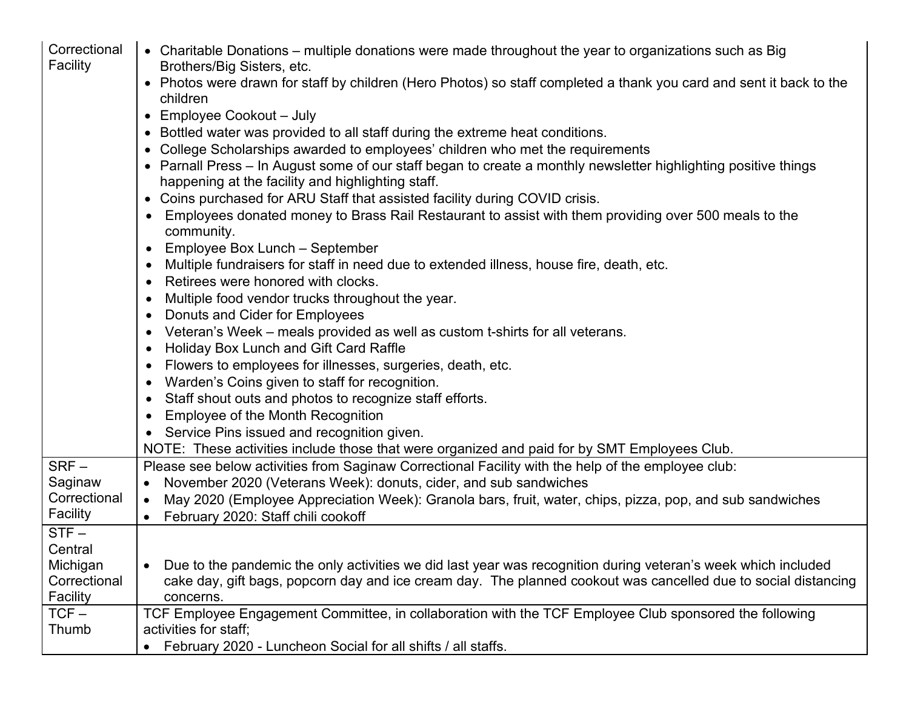| | |
|---|---|
| Correctional Facility | • Charitable Donations – multiple donations were made throughout the year to organizations such as Big Brothers/Big Sisters, etc.<br>• Photos were drawn for staff by children (Hero Photos) so staff completed a thank you card and sent it back to the children<br>• Employee Cookout – July<br>• Bottled water was provided to all staff during the extreme heat conditions.<br>• College Scholarships awarded to employees' children who met the requirements<br>• Parnall Press – In August some of our staff began to create a monthly newsletter highlighting positive things happening at the facility and highlighting staff.<br>• Coins purchased for ARU Staff that assisted facility during COVID crisis.<br>• Employees donated money to Brass Rail Restaurant to assist with them providing over 500 meals to the community.<br>• Employee Box Lunch – September<br>• Multiple fundraisers for staff in need due to extended illness, house fire, death, etc.<br>• Retirees were honored with clocks.<br>• Multiple food vendor trucks throughout the year.<br>• Donuts and Cider for Employees<br>• Veteran's Week – meals provided as well as custom t-shirts for all veterans.<br>• Holiday Box Lunch and Gift Card Raffle<br>• Flowers to employees for illnesses, surgeries, death, etc.<br>• Warden's Coins given to staff for recognition.<br>• Staff shout outs and photos to recognize staff efforts.<br>• Employee of the Month Recognition<br>• Service Pins issued and recognition given.<br>NOTE: These activities include those that were organized and paid for by SMT Employees Club. |
| SRF – Saginaw Correctional Facility | Please see below activities from Saginaw Correctional Facility with the help of the employee club:<br>• November 2020 (Veterans Week): donuts, cider, and sub sandwiches<br>• May 2020 (Employee Appreciation Week): Granola bars, fruit, water, chips, pizza, pop, and sub sandwiches<br>• February 2020: Staff chili cookoff |
| STF – Central Michigan Correctional Facility | • Due to the pandemic the only activities we did last year was recognition during veteran's week which included cake day, gift bags, popcorn day and ice cream day. The planned cookout was cancelled due to social distancing concerns. |
| TCF – Thumb | TCF Employee Engagement Committee, in collaboration with the TCF Employee Club sponsored the following activities for staff;<br>• February 2020 - Luncheon Social for all shifts / all staffs. |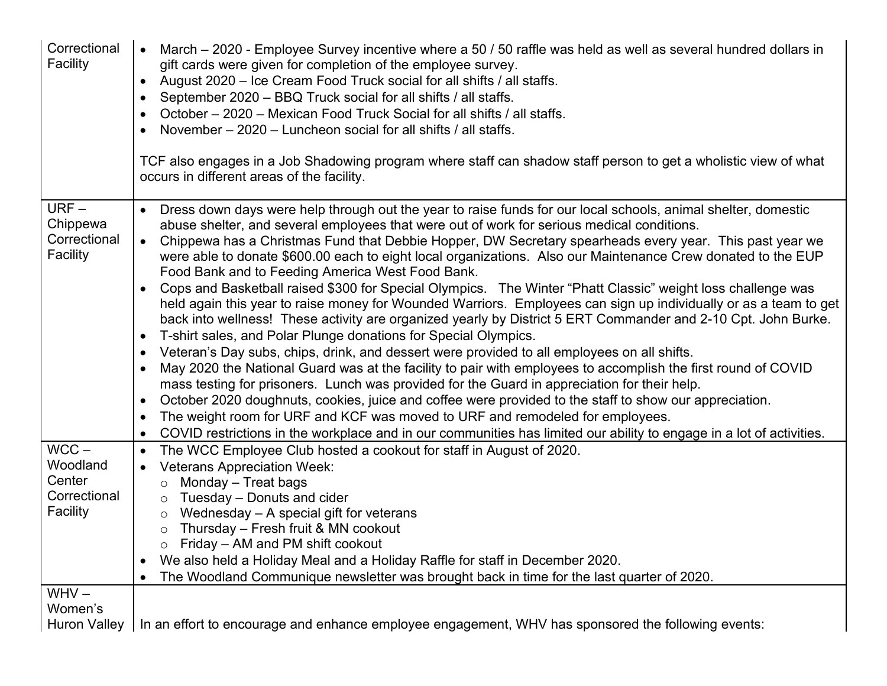| | |
|---|---|
| Correctional Facility | • March – 2020 - Employee Survey incentive where a 50 / 50 raffle was held as well as several hundred dollars in gift cards were given for completion of the employee survey.<br>• August 2020 – Ice Cream Food Truck social for all shifts / all staffs.<br>• September 2020 – BBQ Truck social for all shifts / all staffs.<br>• October – 2020 – Mexican Food Truck Social for all shifts / all staffs.<br>• November – 2020 – Luncheon social for all shifts / all staffs.<br><br>TCF also engages in a Job Shadowing program where staff can shadow staff person to get a wholistic view of what occurs in different areas of the facility. |
| URF – Chippewa Correctional Facility | • Dress down days were help through out the year to raise funds for our local schools, animal shelter, domestic abuse shelter, and several employees that were out of work for serious medical conditions.<br>• Chippewa has a Christmas Fund that Debbie Hopper, DW Secretary spearheads every year. This past year we were able to donate $600.00 each to eight local organizations. Also our Maintenance Crew donated to the EUP Food Bank and to Feeding America West Food Bank.<br>• Cops and Basketball raised $300 for Special Olympics. The Winter "Phatt Classic" weight loss challenge was held again this year to raise money for Wounded Warriors. Employees can sign up individually or as a team to get back into wellness! These activity are organized yearly by District 5 ERT Commander and 2-10 Cpt. John Burke.<br>• T-shirt sales, and Polar Plunge donations for Special Olympics.<br>• Veteran's Day subs, chips, drink, and dessert were provided to all employees on all shifts.<br>• May 2020 the National Guard was at the facility to pair with employees to accomplish the first round of COVID mass testing for prisoners. Lunch was provided for the Guard in appreciation for their help.<br>• October 2020 doughnuts, cookies, juice and coffee were provided to the staff to show our appreciation.<br>• The weight room for URF and KCF was moved to URF and remodeled for employees.<br>• COVID restrictions in the workplace and in our communities has limited our ability to engage in a lot of activities. |
| WCC – Woodland Center Correctional Facility | • The WCC Employee Club hosted a cookout for staff in August of 2020.<br>• Veterans Appreciation Week:<br>  ○ Monday – Treat bags<br>  ○ Tuesday – Donuts and cider<br>  ○ Wednesday – A special gift for veterans<br>  ○ Thursday – Fresh fruit & MN cookout<br>  ○ Friday – AM and PM shift cookout<br>• We also held a Holiday Meal and a Holiday Raffle for staff in December 2020.<br>• The Woodland Communique newsletter was brought back in time for the last quarter of 2020. |
| WHV – Women's Huron Valley | In an effort to encourage and enhance employee engagement, WHV has sponsored the following events: |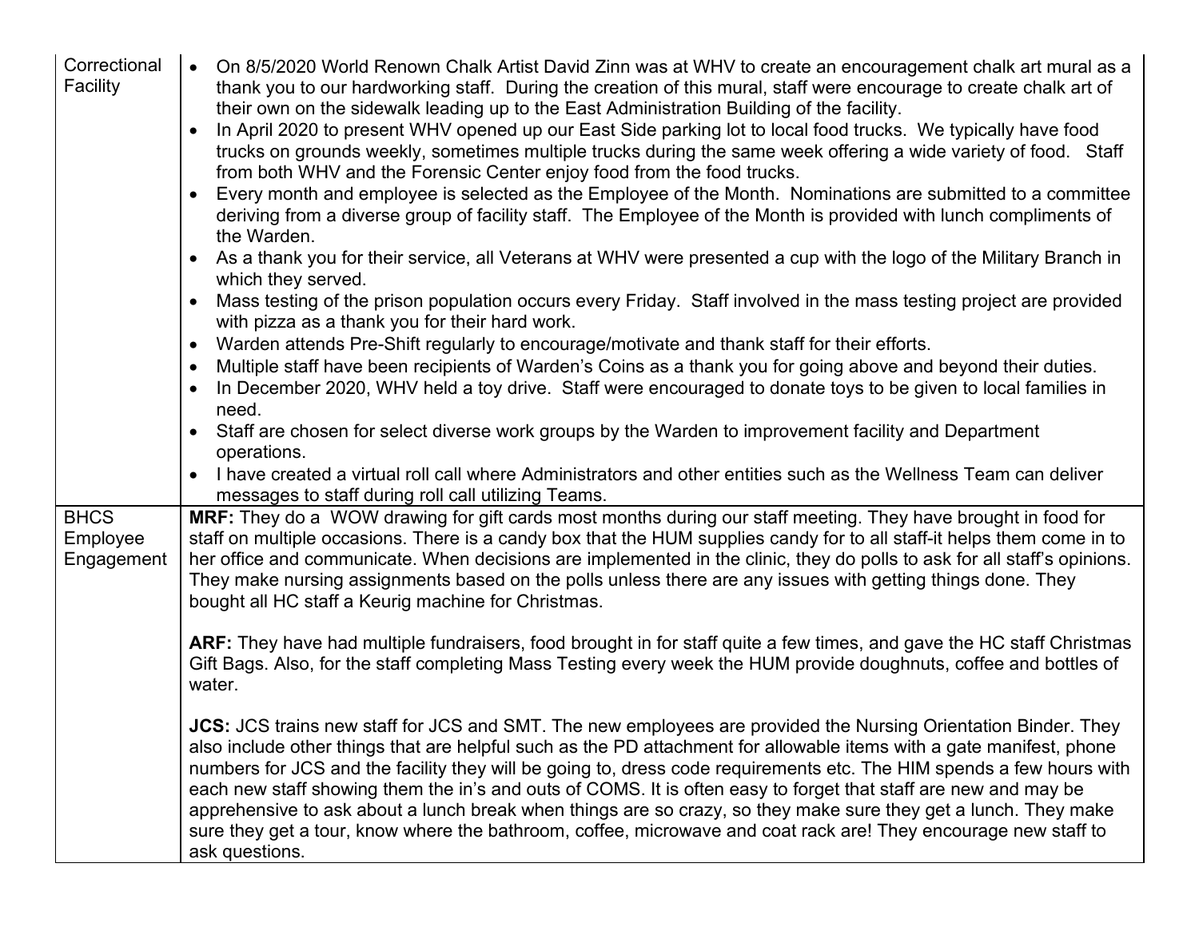| | |
|---|---|
| Correctional Facility | • On 8/5/2020 World Renown Chalk Artist David Zinn was at WHV to create an encouragement chalk art mural as a thank you to our hardworking staff. During the creation of this mural, staff were encourage to create chalk art of their own on the sidewalk leading up to the East Administration Building of the facility.<br>• In April 2020 to present WHV opened up our East Side parking lot to local food trucks. We typically have food trucks on grounds weekly, sometimes multiple trucks during the same week offering a wide variety of food. Staff from both WHV and the Forensic Center enjoy food from the food trucks.<br>• Every month and employee is selected as the Employee of the Month. Nominations are submitted to a committee deriving from a diverse group of facility staff. The Employee of the Month is provided with lunch compliments of the Warden.<br>• As a thank you for their service, all Veterans at WHV were presented a cup with the logo of the Military Branch in which they served.<br>• Mass testing of the prison population occurs every Friday. Staff involved in the mass testing project are provided with pizza as a thank you for their hard work.<br>• Warden attends Pre-Shift regularly to encourage/motivate and thank staff for their efforts.<br>• Multiple staff have been recipients of Warden's Coins as a thank you for going above and beyond their duties.<br>• In December 2020, WHV held a toy drive. Staff were encouraged to donate toys to be given to local families in need.<br>• Staff are chosen for select diverse work groups by the Warden to improvement facility and Department operations.<br>• I have created a virtual roll call where Administrators and other entities such as the Wellness Team can deliver messages to staff during roll call utilizing Teams. |
| BHCS Employee Engagement | **MRF:** They do a WOW drawing for gift cards most months during our staff meeting. They have brought in food for staff on multiple occasions. There is a candy box that the HUM supplies candy for to all staff-it helps them come in to her office and communicate. When decisions are implemented in the clinic, they do polls to ask for all staff's opinions. They make nursing assignments based on the polls unless there are any issues with getting things done. They bought all HC staff a Keurig machine for Christmas.<br><br>**ARF:** They have had multiple fundraisers, food brought in for staff quite a few times, and gave the HC staff Christmas Gift Bags. Also, for the staff completing Mass Testing every week the HUM provide doughnuts, coffee and bottles of water.<br><br>**JCS:** JCS trains new staff for JCS and SMT. The new employees are provided the Nursing Orientation Binder. They also include other things that are helpful such as the PD attachment for allowable items with a gate manifest, phone numbers for JCS and the facility they will be going to, dress code requirements etc. The HIM spends a few hours with each new staff showing them the in's and outs of COMS. It is often easy to forget that staff are new and may be apprehensive to ask about a lunch break when things are so crazy, so they make sure they get a lunch. They make sure they get a tour, know where the bathroom, coffee, microwave and coat rack are! They encourage new staff to ask questions. |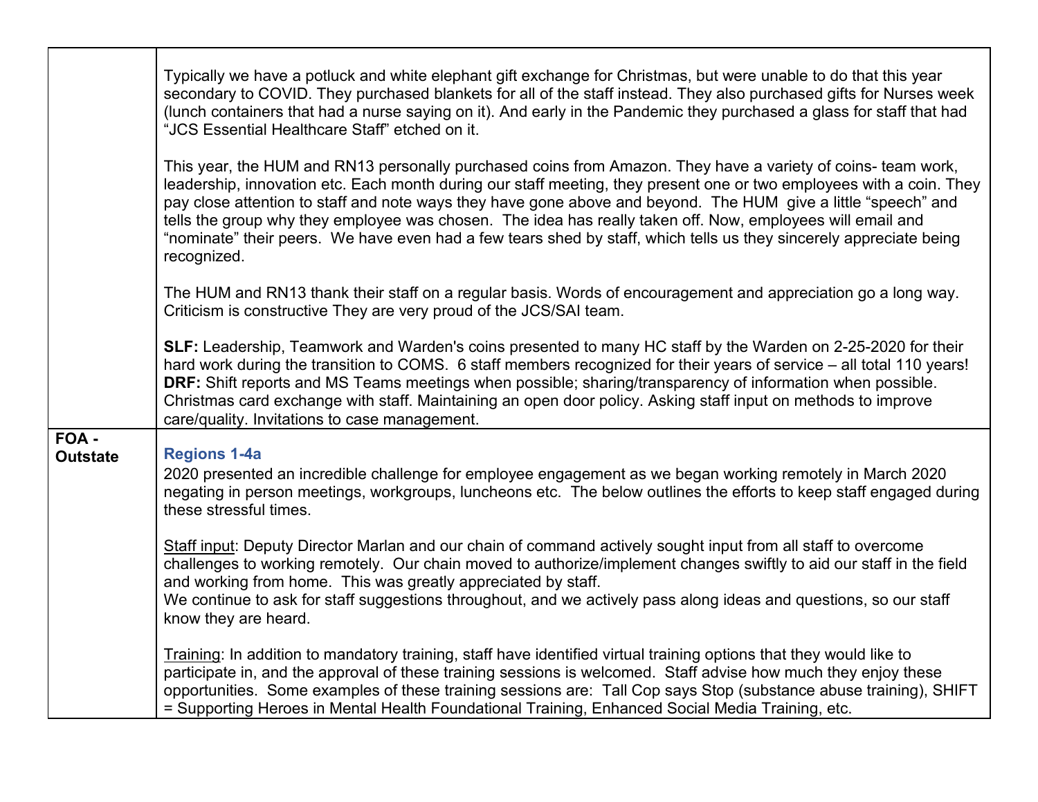| | |
|---|---|
| | Typically we have a potluck and white elephant gift exchange for Christmas, but were unable to do that this year secondary to COVID. They purchased blankets for all of the staff instead. They also purchased gifts for Nurses week (lunch containers that had a nurse saying on it). And early in the Pandemic they purchased a glass for staff that had “JCS Essential Healthcare Staff” etched on it.<br><br>This year, the HUM and RN13 personally purchased coins from Amazon. They have a variety of coins- team work, leadership, innovation etc. Each month during our staff meeting, they present one or two employees with a coin. They pay close attention to staff and note ways they have gone above and beyond. The HUM give a little “speech” and tells the group why they employee was chosen. The idea has really taken off. Now, employees will email and “nominate” their peers. We have even had a few tears shed by staff, which tells us they sincerely appreciate being recognized.<br><br>The HUM and RN13 thank their staff on a regular basis. Words of encouragement and appreciation go a long way. Criticism is constructive They are very proud of the JCS/SAI team.<br><br>**SLF:** Leadership, Teamwork and Warden's coins presented to many HC staff by the Warden on 2-25-2020 for their hard work during the transition to COMS. 6 staff members recognized for their years of service – all total 110 years!<br>**DRF:** Shift reports and MS Teams meetings when possible; sharing/transparency of information when possible. Christmas card exchange with staff. Maintaining an open door policy. Asking staff input on methods to improve care/quality. Invitations to case management. |
| **FOA - Outstate** | **Regions 1-4a**<br>2020 presented an incredible challenge for employee engagement as we began working remotely in March 2020 negating in person meetings, workgroups, luncheons etc. The below outlines the efforts to keep staff engaged during these stressful times.<br><br><u>Staff input</u>: Deputy Director Marlan and our chain of command actively sought input from all staff to overcome challenges to working remotely. Our chain moved to authorize/implement changes swiftly to aid our staff in the field and working from home. This was greatly appreciated by staff.<br>We continue to ask for staff suggestions throughout, and we actively pass along ideas and questions, so our staff know they are heard.<br><br><u>Training</u>: In addition to mandatory training, staff have identified virtual training options that they would like to participate in, and the approval of these training sessions is welcomed. Staff advise how much they enjoy these opportunities. Some examples of these training sessions are: Tall Cop says Stop (substance abuse training), SHIFT = Supporting Heroes in Mental Health Foundational Training, Enhanced Social Media Training, etc. |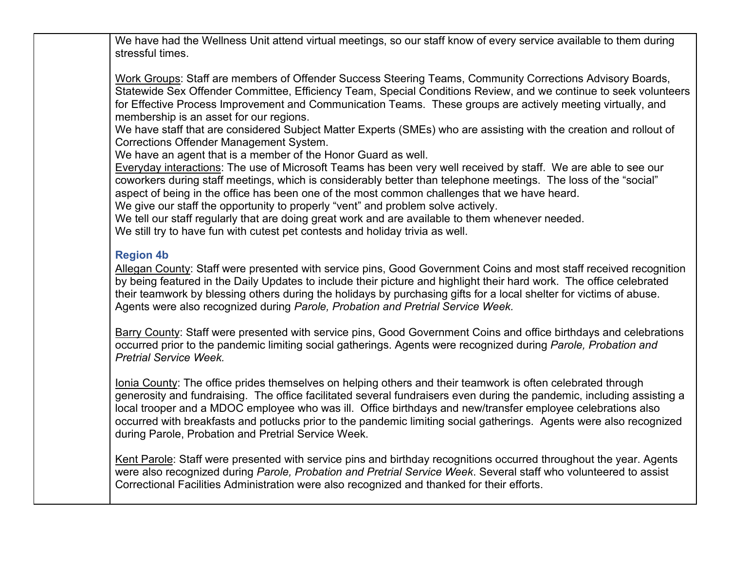| | |
|---|---|
| | We have had the Wellness Unit attend virtual meetings, so our staff know of every service available to them during stressful times.<br><br>Work Groups: Staff are members of Offender Success Steering Teams, Community Corrections Advisory Boards, Statewide Sex Offender Committee, Efficiency Team, Special Conditions Review, and we continue to seek volunteers for Effective Process Improvement and Communication Teams. These groups are actively meeting virtually, and membership is an asset for our regions.<br>We have staff that are considered Subject Matter Experts (SMEs) who are assisting with the creation and rollout of Corrections Offender Management System.<br>We have an agent that is a member of the Honor Guard as well.<br>Everyday interactions: The use of Microsoft Teams has been very well received by staff. We are able to see our coworkers during staff meetings, which is considerably better than telephone meetings. The loss of the "social" aspect of being in the office has been one of the most common challenges that we have heard.<br>We give our staff the opportunity to properly "vent" and problem solve actively.<br>We tell our staff regularly that are doing great work and are available to them whenever needed.<br>We still try to have fun with cutest pet contests and holiday trivia as well.<br><br>**Region 4b**<br>Allegan County: Staff were presented with service pins, Good Government Coins and most staff received recognition by being featured in the Daily Updates to include their picture and highlight their hard work. The office celebrated their teamwork by blessing others during the holidays by purchasing gifts for a local shelter for victims of abuse. Agents were also recognized during *Parole, Probation and Pretrial Service Week.*<br><br>Barry County: Staff were presented with service pins, Good Government Coins and office birthdays and celebrations occurred prior to the pandemic limiting social gatherings. Agents were recognized during *Parole, Probation and Pretrial Service Week.*<br><br>Ionia County: The office prides themselves on helping others and their teamwork is often celebrated through generosity and fundraising. The office facilitated several fundraisers even during the pandemic, including assisting a local trooper and a MDOC employee who was ill. Office birthdays and new/transfer employee celebrations also occurred with breakfasts and potlucks prior to the pandemic limiting social gatherings. Agents were also recognized during Parole, Probation and Pretrial Service Week.<br><br>Kent Parole: Staff were presented with service pins and birthday recognitions occurred throughout the year. Agents were also recognized during *Parole, Probation and Pretrial Service Week*. Several staff who volunteered to assist Correctional Facilities Administration were also recognized and thanked for their efforts. |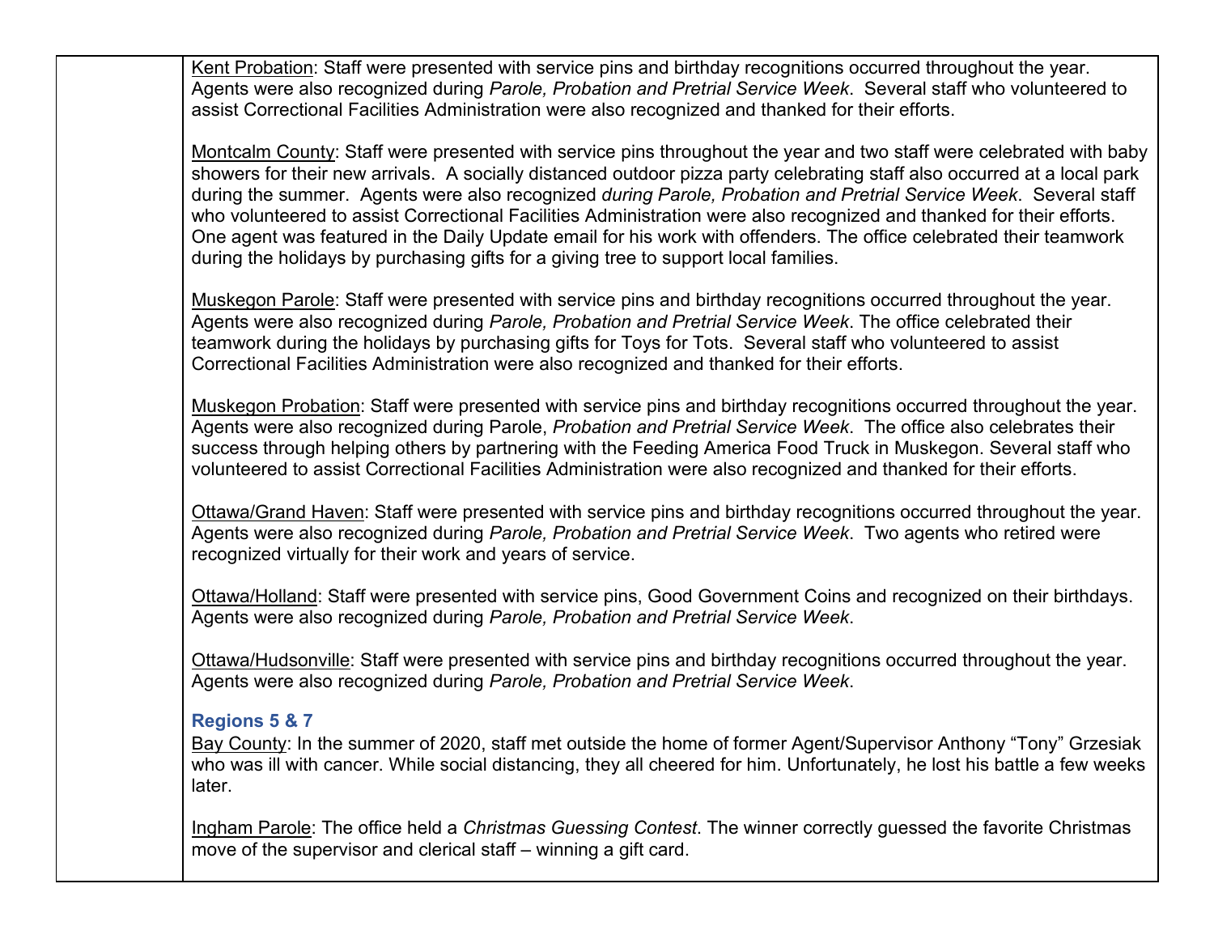| | |
|---|---|
| | <u>Kent Probation</u>: Staff were presented with service pins and birthday recognitions occurred throughout the year. Agents were also recognized during *Parole, Probation and Pretrial Service Week*. Several staff who volunteered to assist Correctional Facilities Administration were also recognized and thanked for their efforts.<br><br><u>Montcalm County</u>: Staff were presented with service pins throughout the year and two staff were celebrated with baby showers for their new arrivals. A socially distanced outdoor pizza party celebrating staff also occurred at a local park during the summer. Agents were also recognized *during Parole, Probation and Pretrial Service Week*. Several staff who volunteered to assist Correctional Facilities Administration were also recognized and thanked for their efforts. One agent was featured in the Daily Update email for his work with offenders. The office celebrated their teamwork during the holidays by purchasing gifts for a giving tree to support local families.<br><br><u>Muskegon Parole</u>: Staff were presented with service pins and birthday recognitions occurred throughout the year. Agents were also recognized during *Parole, Probation and Pretrial Service Week*. The office celebrated their teamwork during the holidays by purchasing gifts for Toys for Tots. Several staff who volunteered to assist Correctional Facilities Administration were also recognized and thanked for their efforts.<br><br><u>Muskegon Probation</u>: Staff were presented with service pins and birthday recognitions occurred throughout the year. Agents were also recognized during Parole, *Probation and Pretrial Service Week*. The office also celebrates their success through helping others by partnering with the Feeding America Food Truck in Muskegon. Several staff who volunteered to assist Correctional Facilities Administration were also recognized and thanked for their efforts.<br><br><u>Ottawa/Grand Haven</u>: Staff were presented with service pins and birthday recognitions occurred throughout the year. Agents were also recognized during *Parole, Probation and Pretrial Service Week*. Two agents who retired were recognized virtually for their work and years of service.<br><br><u>Ottawa/Holland</u>: Staff were presented with service pins, Good Government Coins and recognized on their birthdays. Agents were also recognized during *Parole, Probation and Pretrial Service Week*.<br><br><u>Ottawa/Hudsonville</u>: Staff were presented with service pins and birthday recognitions occurred throughout the year. Agents were also recognized during *Parole, Probation and Pretrial Service Week*.<br><br>**Regions 5 & 7**<br><u>Bay County</u>: In the summer of 2020, staff met outside the home of former Agent/Supervisor Anthony "Tony" Grzesiak who was ill with cancer. While social distancing, they all cheered for him. Unfortunately, he lost his battle a few weeks later.<br><br><u>Ingham Parole</u>: The office held a *Christmas Guessing Contest*. The winner correctly guessed the favorite Christmas move of the supervisor and clerical staff – winning a gift card. |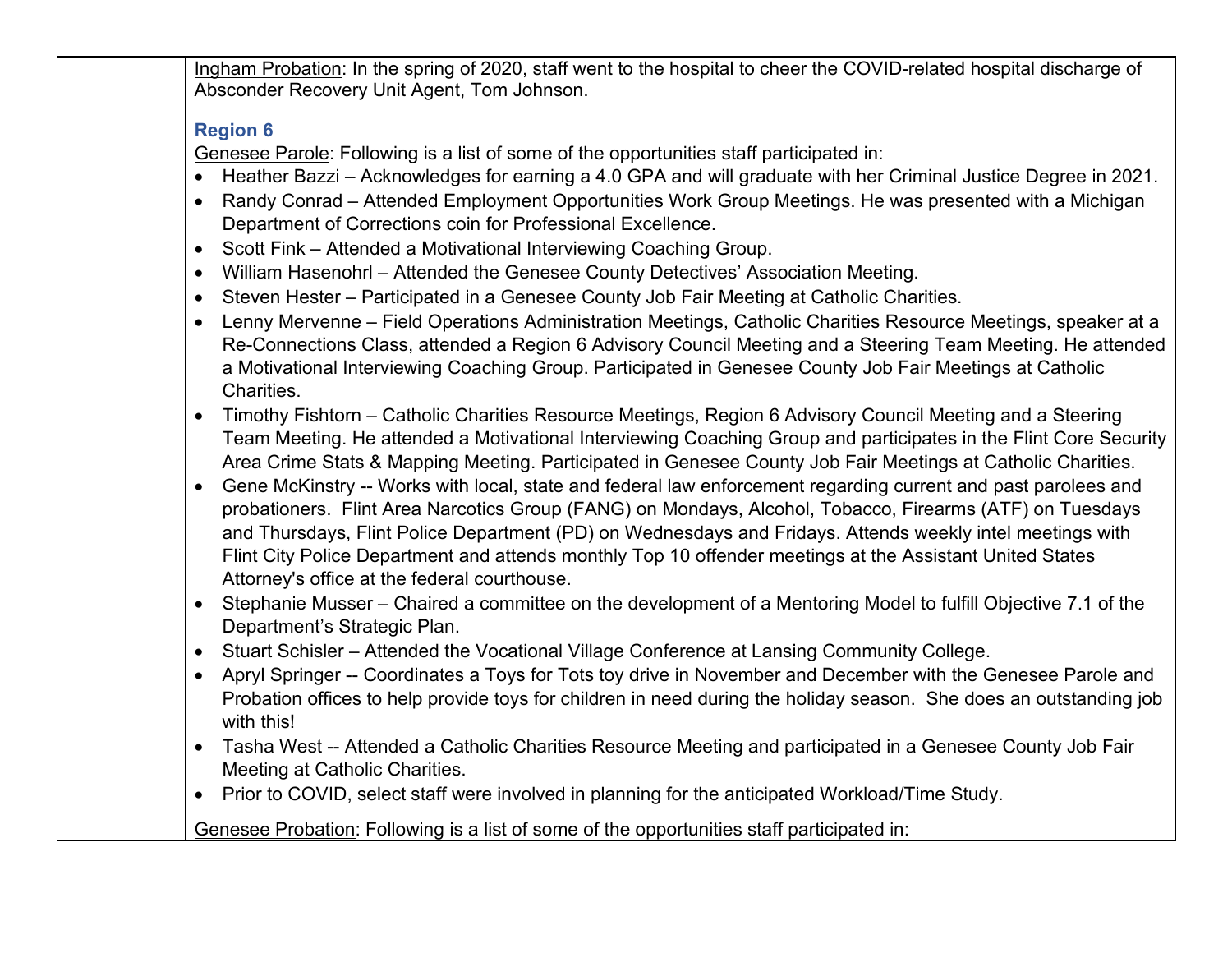Ingham Probation: In the spring of 2020, staff went to the hospital to cheer the COVID-related hospital discharge of Absconder Recovery Unit Agent, Tom Johnson.

### Region 6

Genesee Parole: Following is a list of some of the opportunities staff participated in:

- Heather Bazzi – Acknowledges for earning a 4.0 GPA and will graduate with her Criminal Justice Degree in 2021.
- Randy Conrad – Attended Employment Opportunities Work Group Meetings. He was presented with a Michigan Department of Corrections coin for Professional Excellence.
- Scott Fink – Attended a Motivational Interviewing Coaching Group.
- William Hasenohrl – Attended the Genesee County Detectives' Association Meeting.
- Steven Hester – Participated in a Genesee County Job Fair Meeting at Catholic Charities.
- Lenny Mervenne – Field Operations Administration Meetings, Catholic Charities Resource Meetings, speaker at a Re-Connections Class, attended a Region 6 Advisory Council Meeting and a Steering Team Meeting. He attended a Motivational Interviewing Coaching Group. Participated in Genesee County Job Fair Meetings at Catholic Charities.
- Timothy Fishtorn – Catholic Charities Resource Meetings, Region 6 Advisory Council Meeting and a Steering Team Meeting. He attended a Motivational Interviewing Coaching Group and participates in the Flint Core Security Area Crime Stats & Mapping Meeting. Participated in Genesee County Job Fair Meetings at Catholic Charities.
- Gene McKinstry -- Works with local, state and federal law enforcement regarding current and past parolees and probationers. Flint Area Narcotics Group (FANG) on Mondays, Alcohol, Tobacco, Firearms (ATF) on Tuesdays and Thursdays, Flint Police Department (PD) on Wednesdays and Fridays. Attends weekly intel meetings with Flint City Police Department and attends monthly Top 10 offender meetings at the Assistant United States Attorney's office at the federal courthouse.
- Stephanie Musser – Chaired a committee on the development of a Mentoring Model to fulfill Objective 7.1 of the Department's Strategic Plan.
- Stuart Schisler – Attended the Vocational Village Conference at Lansing Community College.
- Apryl Springer -- Coordinates a Toys for Tots toy drive in November and December with the Genesee Parole and Probation offices to help provide toys for children in need during the holiday season. She does an outstanding job with this!
- Tasha West -- Attended a Catholic Charities Resource Meeting and participated in a Genesee County Job Fair Meeting at Catholic Charities.
- Prior to COVID, select staff were involved in planning for the anticipated Workload/Time Study.

Genesee Probation: Following is a list of some of the opportunities staff participated in: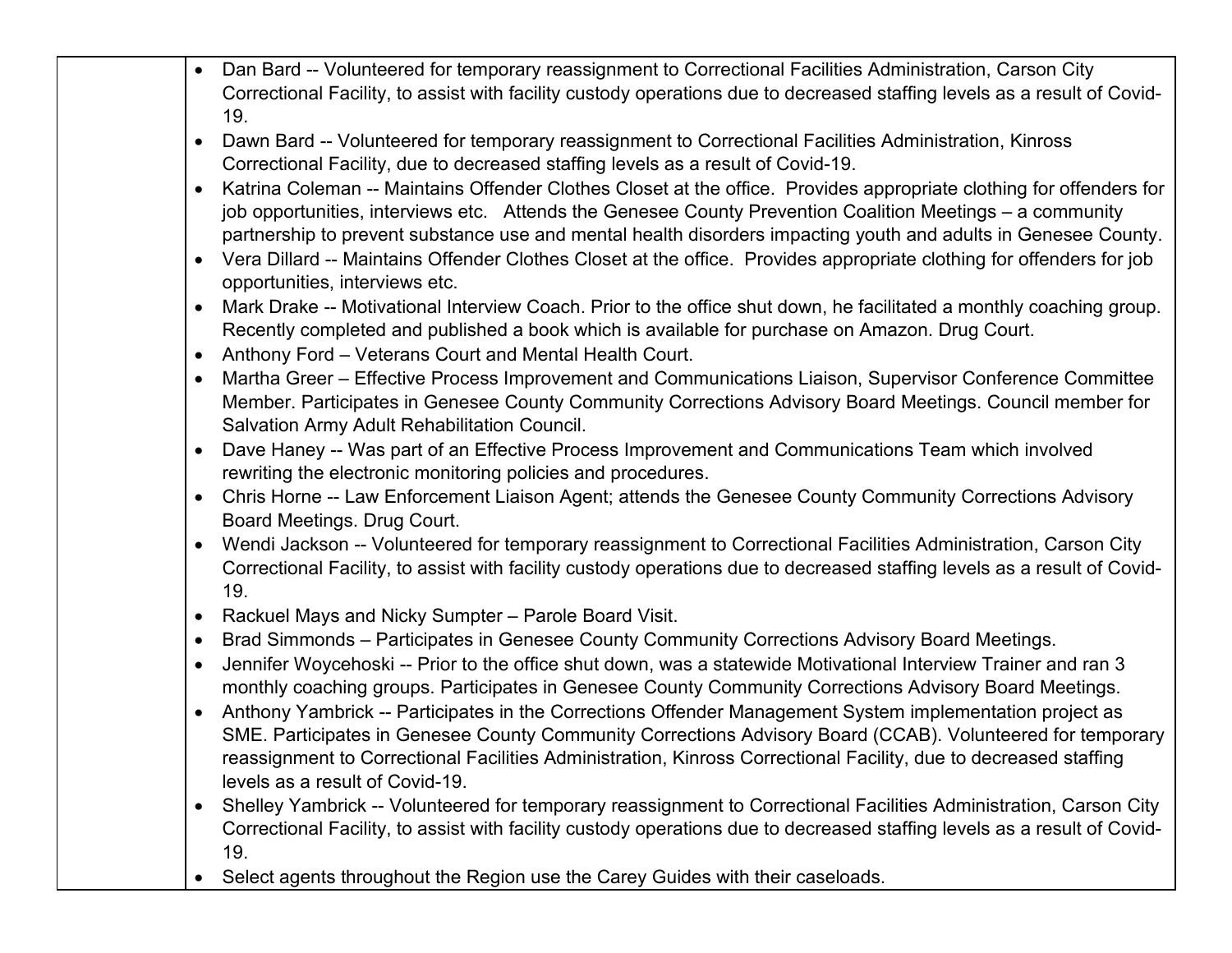| | |
|---|---|
| | • Dan Bard -- Volunteered for temporary reassignment to Correctional Facilities Administration, Carson City Correctional Facility, to assist with facility custody operations due to decreased staffing levels as a result of Covid-19.<br>• Dawn Bard -- Volunteered for temporary reassignment to Correctional Facilities Administration, Kinross Correctional Facility, due to decreased staffing levels as a result of Covid-19.<br>• Katrina Coleman -- Maintains Offender Clothes Closet at the office. Provides appropriate clothing for offenders for job opportunities, interviews etc. Attends the Genesee County Prevention Coalition Meetings – a community partnership to prevent substance use and mental health disorders impacting youth and adults in Genesee County.<br>• Vera Dillard -- Maintains Offender Clothes Closet at the office. Provides appropriate clothing for offenders for job opportunities, interviews etc.<br>• Mark Drake -- Motivational Interview Coach. Prior to the office shut down, he facilitated a monthly coaching group. Recently completed and published a book which is available for purchase on Amazon. Drug Court.<br>• Anthony Ford – Veterans Court and Mental Health Court.<br>• Martha Greer – Effective Process Improvement and Communications Liaison, Supervisor Conference Committee Member. Participates in Genesee County Community Corrections Advisory Board Meetings. Council member for Salvation Army Adult Rehabilitation Council.<br>• Dave Haney -- Was part of an Effective Process Improvement and Communications Team which involved rewriting the electronic monitoring policies and procedures.<br>• Chris Horne -- Law Enforcement Liaison Agent; attends the Genesee County Community Corrections Advisory Board Meetings. Drug Court.<br>• Wendi Jackson -- Volunteered for temporary reassignment to Correctional Facilities Administration, Carson City Correctional Facility, to assist with facility custody operations due to decreased staffing levels as a result of Covid-19.<br>• Rackuel Mays and Nicky Sumpter – Parole Board Visit.<br>• Brad Simmonds – Participates in Genesee County Community Corrections Advisory Board Meetings.<br>• Jennifer Woycehoski -- Prior to the office shut down, was a statewide Motivational Interview Trainer and ran 3 monthly coaching groups. Participates in Genesee County Community Corrections Advisory Board Meetings.<br>• Anthony Yambrick -- Participates in the Corrections Offender Management System implementation project as SME. Participates in Genesee County Community Corrections Advisory Board (CCAB). Volunteered for temporary reassignment to Correctional Facilities Administration, Kinross Correctional Facility, due to decreased staffing levels as a result of Covid-19.<br>• Shelley Yambrick -- Volunteered for temporary reassignment to Correctional Facilities Administration, Carson City Correctional Facility, to assist with facility custody operations due to decreased staffing levels as a result of Covid-19.<br>• Select agents throughout the Region use the Carey Guides with their caseloads. |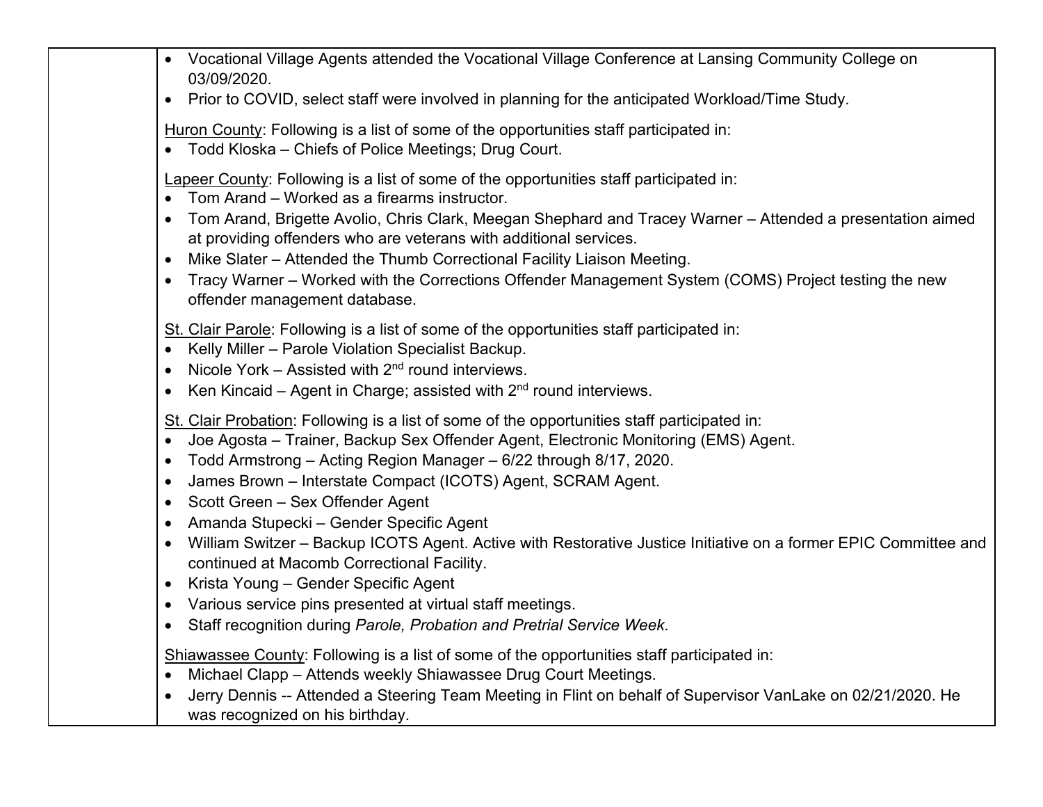| | |
|---|---|
| | • Vocational Village Agents attended the Vocational Village Conference at Lansing Community College on 03/09/2020.<br>• Prior to COVID, select staff were involved in planning for the anticipated Workload/Time Study.<br><br><u>Huron County</u>: Following is a list of some of the opportunities staff participated in:<br>• Todd Kloska – Chiefs of Police Meetings; Drug Court.<br><br><u>Lapeer County</u>: Following is a list of some of the opportunities staff participated in:<br>• Tom Arand – Worked as a firearms instructor.<br>• Tom Arand, Brigette Avolio, Chris Clark, Meegan Shephard and Tracey Warner – Attended a presentation aimed at providing offenders who are veterans with additional services.<br>• Mike Slater – Attended the Thumb Correctional Facility Liaison Meeting.<br>• Tracy Warner – Worked with the Corrections Offender Management System (COMS) Project testing the new offender management database.<br><br><u>St. Clair Parole</u>: Following is a list of some of the opportunities staff participated in:<br>• Kelly Miller – Parole Violation Specialist Backup.<br>• Nicole York – Assisted with 2nd round interviews.<br>• Ken Kincaid – Agent in Charge; assisted with 2nd round interviews.<br><br><u>St. Clair Probation</u>: Following is a list of some of the opportunities staff participated in:<br>• Joe Agosta – Trainer, Backup Sex Offender Agent, Electronic Monitoring (EMS) Agent.<br>• Todd Armstrong – Acting Region Manager – 6/22 through 8/17, 2020.<br>• James Brown – Interstate Compact (ICOTS) Agent, SCRAM Agent.<br>• Scott Green – Sex Offender Agent<br>• Amanda Stupecki – Gender Specific Agent<br>• William Switzer – Backup ICOTS Agent. Active with Restorative Justice Initiative on a former EPIC Committee and continued at Macomb Correctional Facility.<br>• Krista Young – Gender Specific Agent<br>• Various service pins presented at virtual staff meetings.<br>• Staff recognition during *Parole, Probation and Pretrial Service Week*.<br><br><u>Shiawassee County</u>: Following is a list of some of the opportunities staff participated in:<br>• Michael Clapp – Attends weekly Shiawassee Drug Court Meetings.<br>• Jerry Dennis -- Attended a Steering Team Meeting in Flint on behalf of Supervisor VanLake on 02/21/2020. He was recognized on his birthday. |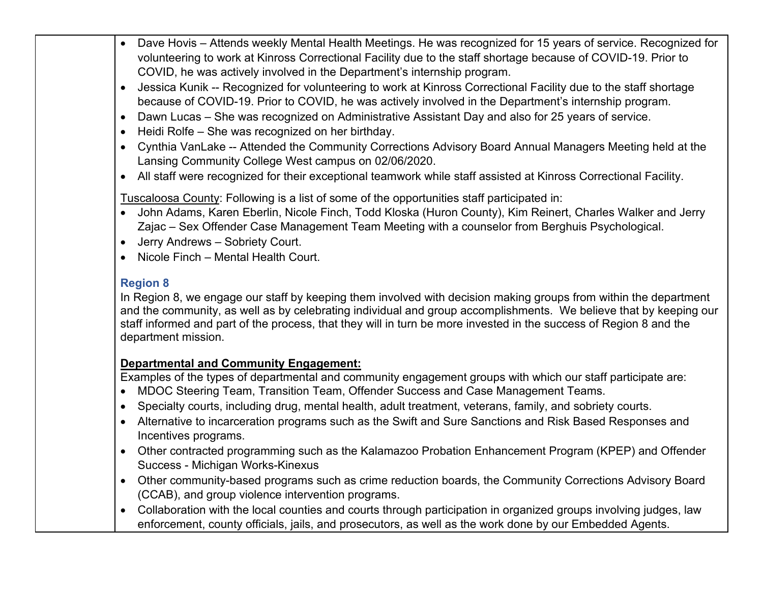- Dave Hovis – Attends weekly Mental Health Meetings. He was recognized for 15 years of service. Recognized for volunteering to work at Kinross Correctional Facility due to the staff shortage because of COVID-19. Prior to COVID, he was actively involved in the Department's internship program.
- Jessica Kunik -- Recognized for volunteering to work at Kinross Correctional Facility due to the staff shortage because of COVID-19. Prior to COVID, he was actively involved in the Department's internship program.
- Dawn Lucas – She was recognized on Administrative Assistant Day and also for 25 years of service.
- Heidi Rolfe – She was recognized on her birthday.
- Cynthia VanLake -- Attended the Community Corrections Advisory Board Annual Managers Meeting held at the Lansing Community College West campus on 02/06/2020.
- All staff were recognized for their exceptional teamwork while staff assisted at Kinross Correctional Facility.

Tuscaloosa County: Following is a list of some of the opportunities staff participated in:

- John Adams, Karen Eberlin, Nicole Finch, Todd Kloska (Huron County), Kim Reinert, Charles Walker and Jerry Zajac – Sex Offender Case Management Team Meeting with a counselor from Berghuis Psychological.
- Jerry Andrews – Sobriety Court.
- Nicole Finch – Mental Health Court.

### Region 8

In Region 8, we engage our staff by keeping them involved with decision making groups from within the department and the community, as well as by celebrating individual and group accomplishments. We believe that by keeping our staff informed and part of the process, that they will in turn be more invested in the success of Region 8 and the department mission.

**Departmental and Community Engagement:**

Examples of the types of departmental and community engagement groups with which our staff participate are:

- MDOC Steering Team, Transition Team, Offender Success and Case Management Teams.
- Specialty courts, including drug, mental health, adult treatment, veterans, family, and sobriety courts.
- Alternative to incarceration programs such as the Swift and Sure Sanctions and Risk Based Responses and Incentives programs.
- Other contracted programming such as the Kalamazoo Probation Enhancement Program (KPEP) and Offender Success - Michigan Works-Kinexus
- Other community-based programs such as crime reduction boards, the Community Corrections Advisory Board (CCAB), and group violence intervention programs.
- Collaboration with the local counties and courts through participation in organized groups involving judges, law enforcement, county officials, jails, and prosecutors, as well as the work done by our Embedded Agents.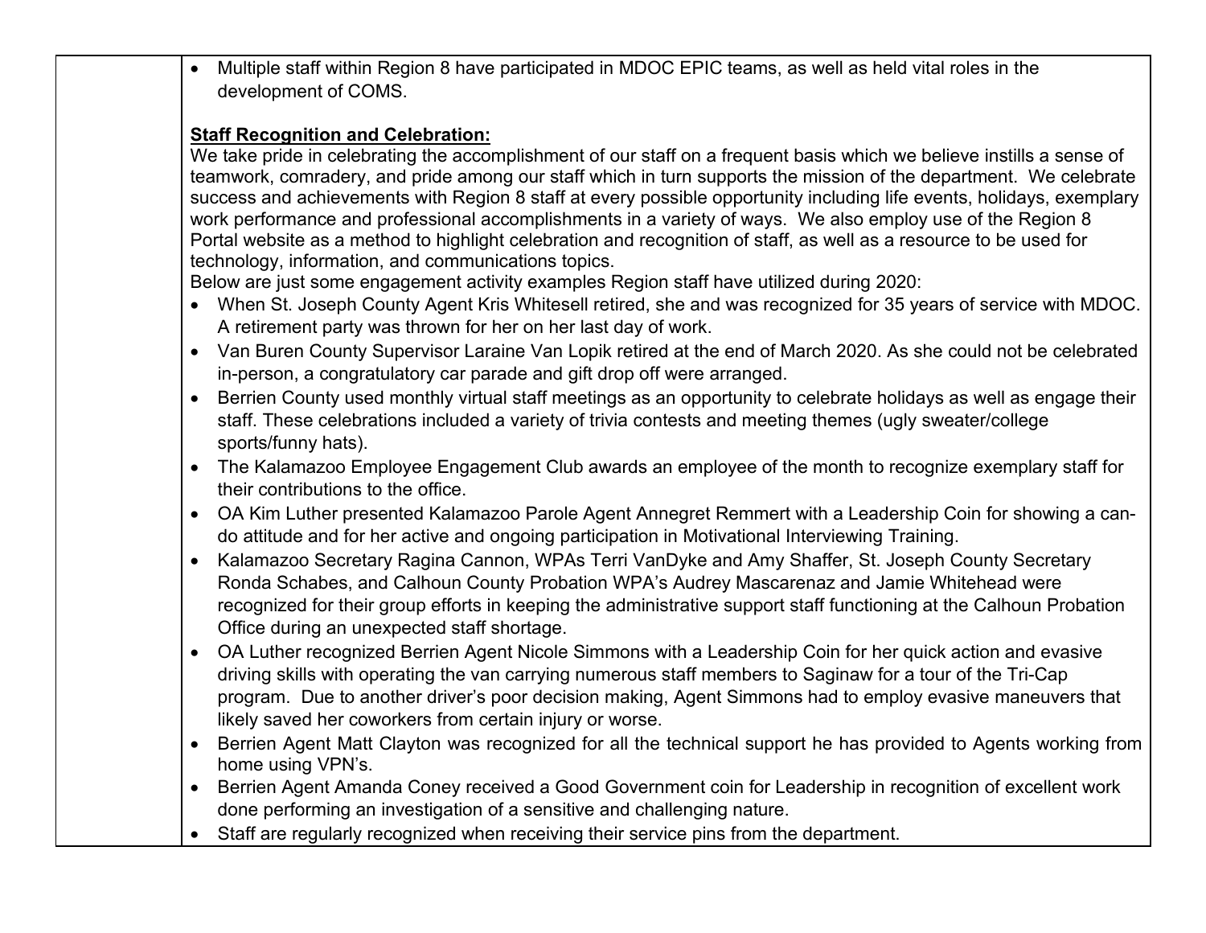| | |
|---|---|
| | • Multiple staff within Region 8 have participated in MDOC EPIC teams, as well as held vital roles in the development of COMS.<br><br>**<u>Staff Recognition and Celebration:</u>**<br>We take pride in celebrating the accomplishment of our staff on a frequent basis which we believe instills a sense of teamwork, comradery, and pride among our staff which in turn supports the mission of the department. We celebrate success and achievements with Region 8 staff at every possible opportunity including life events, holidays, exemplary work performance and professional accomplishments in a variety of ways. We also employ use of the Region 8 Portal website as a method to highlight celebration and recognition of staff, as well as a resource to be used for technology, information, and communications topics.<br>Below are just some engagement activity examples Region staff have utilized during 2020:<br>• When St. Joseph County Agent Kris Whitesell retired, she and was recognized for 35 years of service with MDOC. A retirement party was thrown for her on her last day of work.<br>• Van Buren County Supervisor Laraine Van Lopik retired at the end of March 2020. As she could not be celebrated in-person, a congratulatory car parade and gift drop off were arranged.<br>• Berrien County used monthly virtual staff meetings as an opportunity to celebrate holidays as well as engage their staff. These celebrations included a variety of trivia contests and meeting themes (ugly sweater/college sports/funny hats).<br>• The Kalamazoo Employee Engagement Club awards an employee of the month to recognize exemplary staff for their contributions to the office.<br>• OA Kim Luther presented Kalamazoo Parole Agent Annegret Remmert with a Leadership Coin for showing a can-do attitude and for her active and ongoing participation in Motivational Interviewing Training.<br>• Kalamazoo Secretary Ragina Cannon, WPAs Terri VanDyke and Amy Shaffer, St. Joseph County Secretary Ronda Schabes, and Calhoun County Probation WPA's Audrey Mascarenaz and Jamie Whitehead were recognized for their group efforts in keeping the administrative support staff functioning at the Calhoun Probation Office during an unexpected staff shortage.<br>• OA Luther recognized Berrien Agent Nicole Simmons with a Leadership Coin for her quick action and evasive driving skills with operating the van carrying numerous staff members to Saginaw for a tour of the Tri-Cap program. Due to another driver's poor decision making, Agent Simmons had to employ evasive maneuvers that likely saved her coworkers from certain injury or worse.<br>• Berrien Agent Matt Clayton was recognized for all the technical support he has provided to Agents working from home using VPN's.<br>• Berrien Agent Amanda Coney received a Good Government coin for Leadership in recognition of excellent work done performing an investigation of a sensitive and challenging nature.<br>• Staff are regularly recognized when receiving their service pins from the department. |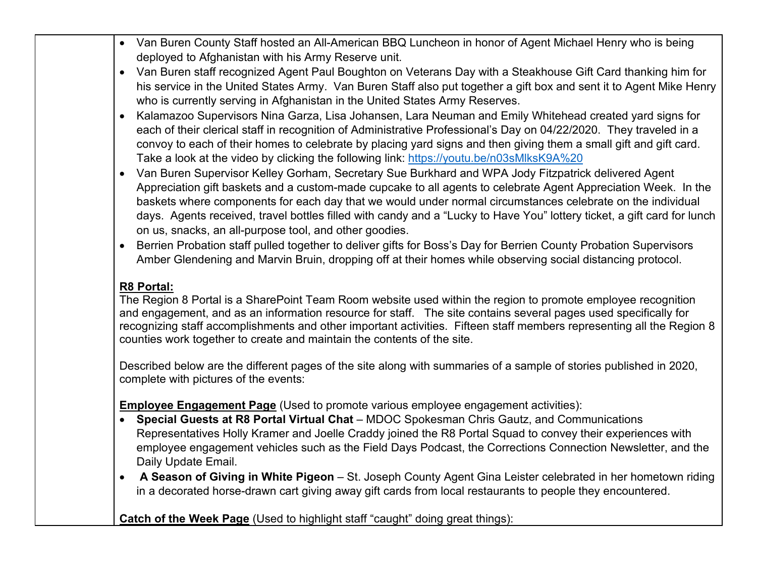- Van Buren County Staff hosted an All-American BBQ Luncheon in honor of Agent Michael Henry who is being deployed to Afghanistan with his Army Reserve unit.
- Van Buren staff recognized Agent Paul Boughton on Veterans Day with a Steakhouse Gift Card thanking him for his service in the United States Army. Van Buren Staff also put together a gift box and sent it to Agent Mike Henry who is currently serving in Afghanistan in the United States Army Reserves.
- Kalamazoo Supervisors Nina Garza, Lisa Johansen, Lara Neuman and Emily Whitehead created yard signs for each of their clerical staff in recognition of Administrative Professional's Day on 04/22/2020. They traveled in a convoy to each of their homes to celebrate by placing yard signs and then giving them a small gift and gift card. Take a look at the video by clicking the following link: https://youtu.be/n03sMlksK9A%20
- Van Buren Supervisor Kelley Gorham, Secretary Sue Burkhard and WPA Jody Fitzpatrick delivered Agent Appreciation gift baskets and a custom-made cupcake to all agents to celebrate Agent Appreciation Week. In the baskets where components for each day that we would under normal circumstances celebrate on the individual days. Agents received, travel bottles filled with candy and a "Lucky to Have You" lottery ticket, a gift card for lunch on us, snacks, an all-purpose tool, and other goodies.
- Berrien Probation staff pulled together to deliver gifts for Boss's Day for Berrien County Probation Supervisors Amber Glendening and Marvin Bruin, dropping off at their homes while observing social distancing protocol.

**R8 Portal:**

The Region 8 Portal is a SharePoint Team Room website used within the region to promote employee recognition and engagement, and as an information resource for staff. The site contains several pages used specifically for recognizing staff accomplishments and other important activities. Fifteen staff members representing all the Region 8 counties work together to create and maintain the contents of the site.

Described below are the different pages of the site along with summaries of a sample of stories published in 2020, complete with pictures of the events:

**Employee Engagement Page** (Used to promote various employee engagement activities):

- **Special Guests at R8 Portal Virtual Chat** – MDOC Spokesman Chris Gautz, and Communications Representatives Holly Kramer and Joelle Craddy joined the R8 Portal Squad to convey their experiences with employee engagement vehicles such as the Field Days Podcast, the Corrections Connection Newsletter, and the Daily Update Email.
- **A Season of Giving in White Pigeon** – St. Joseph County Agent Gina Leister celebrated in her hometown riding in a decorated horse-drawn cart giving away gift cards from local restaurants to people they encountered.

**Catch of the Week Page** (Used to highlight staff "caught" doing great things):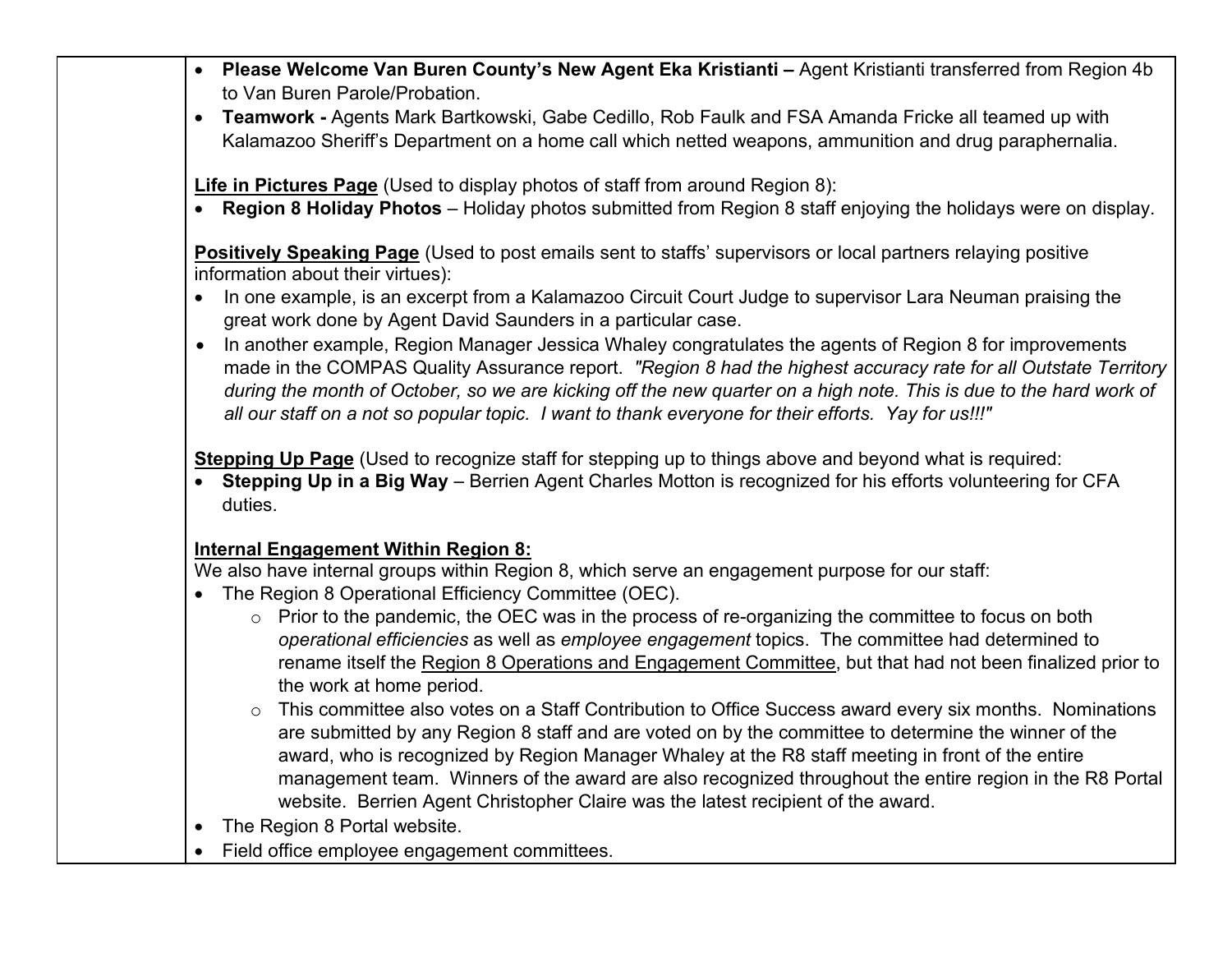- **Please Welcome Van Buren County's New Agent Eka Kristianti –** Agent Kristianti transferred from Region 4b to Van Buren Parole/Probation.
- **Teamwork -** Agents Mark Bartkowski, Gabe Cedillo, Rob Faulk and FSA Amanda Fricke all teamed up with Kalamazoo Sheriff's Department on a home call which netted weapons, ammunition and drug paraphernalia.

<u>**Life in Pictures Page**</u> (Used to display photos of staff from around Region 8):

- **Region 8 Holiday Photos** – Holiday photos submitted from Region 8 staff enjoying the holidays were on display.

<u>**Positively Speaking Page**</u> (Used to post emails sent to staffs' supervisors or local partners relaying positive information about their virtues):

- In one example, is an excerpt from a Kalamazoo Circuit Court Judge to supervisor Lara Neuman praising the great work done by Agent David Saunders in a particular case.
- In another example, Region Manager Jessica Whaley congratulates the agents of Region 8 for improvements made in the COMPAS Quality Assurance report. *"Region 8 had the highest accuracy rate for all Outstate Territory during the month of October, so we are kicking off the new quarter on a high note. This is due to the hard work of all our staff on a not so popular topic. I want to thank everyone for their efforts. Yay for us!!!"*

<u>**Stepping Up Page**</u> (Used to recognize staff for stepping up to things above and beyond what is required:

- **Stepping Up in a Big Way** – Berrien Agent Charles Motton is recognized for his efforts volunteering for CFA duties.

<u>**Internal Engagement Within Region 8:**</u>

We also have internal groups within Region 8, which serve an engagement purpose for our staff:

- The Region 8 Operational Efficiency Committee (OEC).
  - Prior to the pandemic, the OEC was in the process of re-organizing the committee to focus on both *operational efficiencies* as well as *employee engagement* topics. The committee had determined to rename itself the <u>Region 8 Operations and Engagement Committee</u>, but that had not been finalized prior to the work at home period.
  - This committee also votes on a Staff Contribution to Office Success award every six months. Nominations are submitted by any Region 8 staff and are voted on by the committee to determine the winner of the award, who is recognized by Region Manager Whaley at the R8 staff meeting in front of the entire management team. Winners of the award are also recognized throughout the entire region in the R8 Portal website. Berrien Agent Christopher Claire was the latest recipient of the award.
- The Region 8 Portal website.
- Field office employee engagement committees.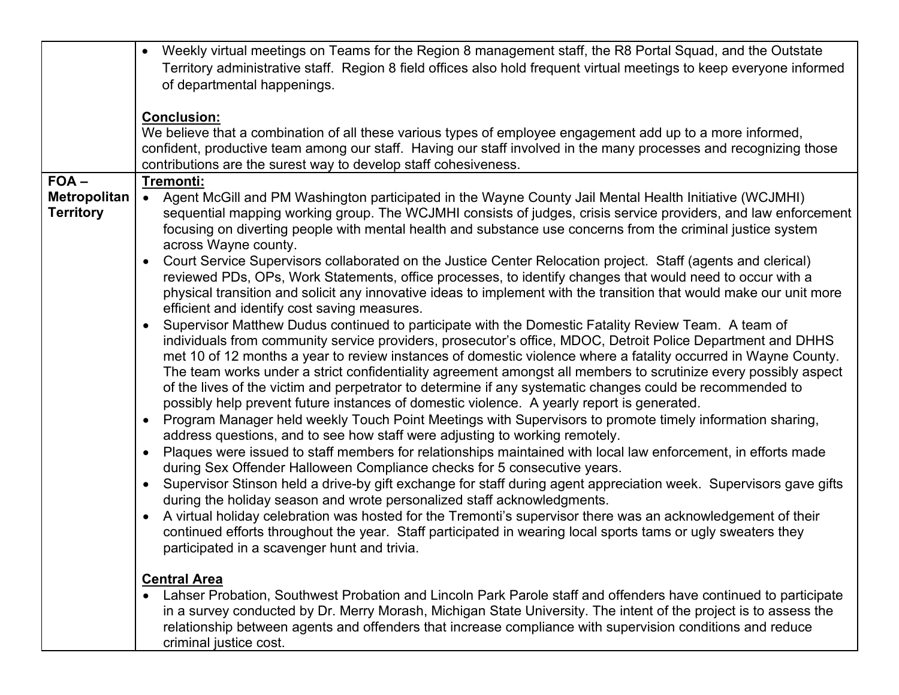| | |
|---|---|
| | • Weekly virtual meetings on Teams for the Region 8 management staff, the R8 Portal Squad, and the Outstate Territory administrative staff. Region 8 field offices also hold frequent virtual meetings to keep everyone informed of departmental happenings.<br><br>**Conclusion:**<br>We believe that a combination of all these various types of employee engagement add up to a more informed, confident, productive team among our staff. Having our staff involved in the many processes and recognizing those contributions are the surest way to develop staff cohesiveness. |
| **FOA – Metropolitan Territory** | **Tremonti:**<br>• Agent McGill and PM Washington participated in the Wayne County Jail Mental Health Initiative (WCJMHI) sequential mapping working group. The WCJMHI consists of judges, crisis service providers, and law enforcement focusing on diverting people with mental health and substance use concerns from the criminal justice system across Wayne county.<br>• Court Service Supervisors collaborated on the Justice Center Relocation project. Staff (agents and clerical) reviewed PDs, OPs, Work Statements, office processes, to identify changes that would need to occur with a physical transition and solicit any innovative ideas to implement with the transition that would make our unit more efficient and identify cost saving measures.<br>• Supervisor Matthew Dudus continued to participate with the Domestic Fatality Review Team. A team of individuals from community service providers, prosecutor's office, MDOC, Detroit Police Department and DHHS met 10 of 12 months a year to review instances of domestic violence where a fatality occurred in Wayne County. The team works under a strict confidentiality agreement amongst all members to scrutinize every possibly aspect of the lives of the victim and perpetrator to determine if any systematic changes could be recommended to possibly help prevent future instances of domestic violence. A yearly report is generated.<br>• Program Manager held weekly Touch Point Meetings with Supervisors to promote timely information sharing, address questions, and to see how staff were adjusting to working remotely.<br>• Plaques were issued to staff members for relationships maintained with local law enforcement, in efforts made during Sex Offender Halloween Compliance checks for 5 consecutive years.<br>• Supervisor Stinson held a drive-by gift exchange for staff during agent appreciation week. Supervisors gave gifts during the holiday season and wrote personalized staff acknowledgments.<br>• A virtual holiday celebration was hosted for the Tremonti's supervisor there was an acknowledgement of their continued efforts throughout the year. Staff participated in wearing local sports tams or ugly sweaters they participated in a scavenger hunt and trivia.<br><br>**Central Area**<br>• Lahser Probation, Southwest Probation and Lincoln Park Parole staff and offenders have continued to participate in a survey conducted by Dr. Merry Morash, Michigan State University. The intent of the project is to assess the relationship between agents and offenders that increase compliance with supervision conditions and reduce criminal justice cost. |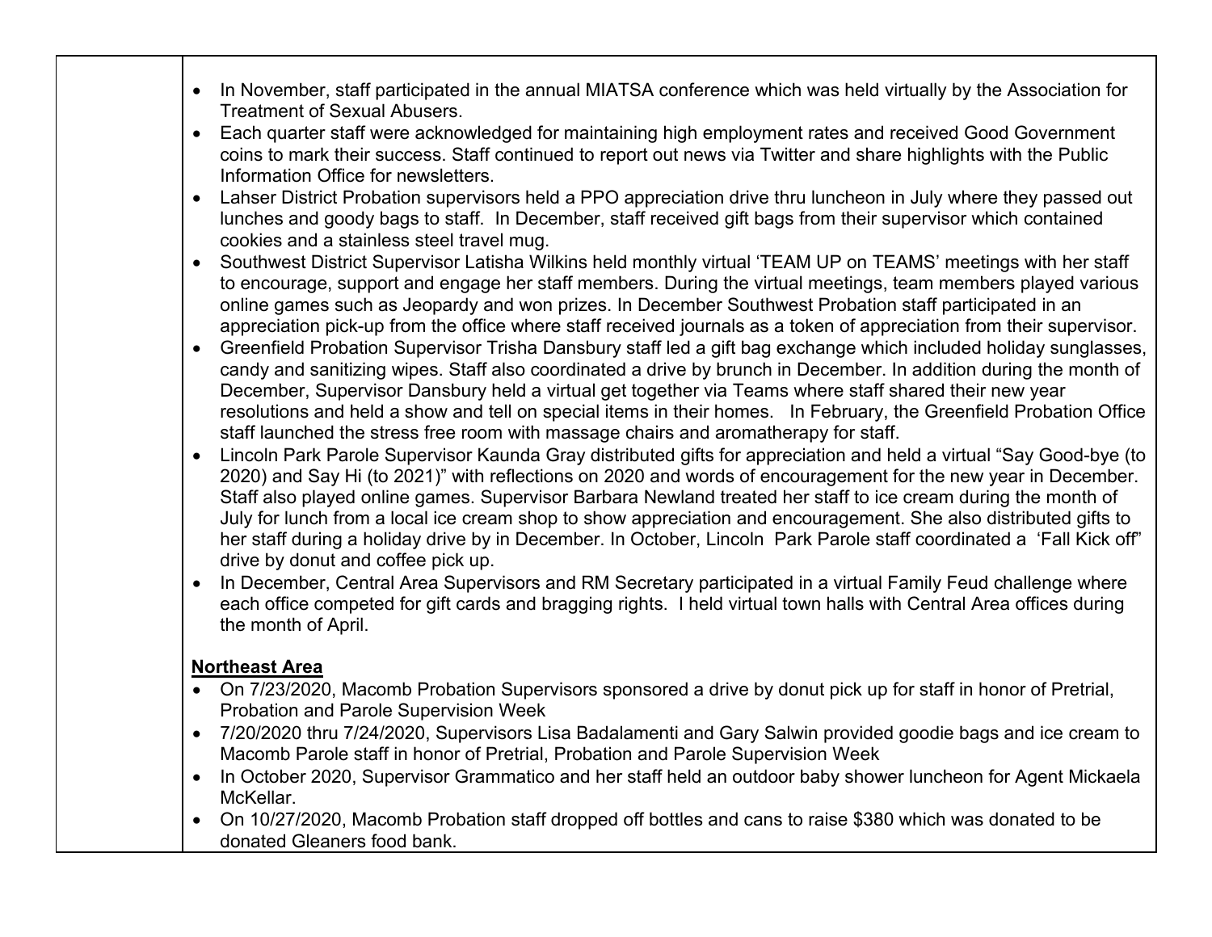| | |
|---|---|
| | • In November, staff participated in the annual MIATSA conference which was held virtually by the Association for Treatment of Sexual Abusers.<br>• Each quarter staff were acknowledged for maintaining high employment rates and received Good Government coins to mark their success. Staff continued to report out news via Twitter and share highlights with the Public Information Office for newsletters.<br>• Lahser District Probation supervisors held a PPO appreciation drive thru luncheon in July where they passed out lunches and goody bags to staff. In December, staff received gift bags from their supervisor which contained cookies and a stainless steel travel mug.<br>• Southwest District Supervisor Latisha Wilkins held monthly virtual 'TEAM UP on TEAMS' meetings with her staff to encourage, support and engage her staff members. During the virtual meetings, team members played various online games such as Jeopardy and won prizes. In December Southwest Probation staff participated in an appreciation pick-up from the office where staff received journals as a token of appreciation from their supervisor.<br>• Greenfield Probation Supervisor Trisha Dansbury staff led a gift bag exchange which included holiday sunglasses, candy and sanitizing wipes. Staff also coordinated a drive by brunch in December. In addition during the month of December, Supervisor Dansbury held a virtual get together via Teams where staff shared their new year resolutions and held a show and tell on special items in their homes. In February, the Greenfield Probation Office staff launched the stress free room with massage chairs and aromatherapy for staff.<br>• Lincoln Park Parole Supervisor Kaunda Gray distributed gifts for appreciation and held a virtual "Say Good-bye (to 2020) and Say Hi (to 2021)" with reflections on 2020 and words of encouragement for the new year in December. Staff also played online games. Supervisor Barbara Newland treated her staff to ice cream during the month of July for lunch from a local ice cream shop to show appreciation and encouragement. She also distributed gifts to her staff during a holiday drive by in December. In October, Lincoln Park Parole staff coordinated a 'Fall Kick off" drive by donut and coffee pick up.<br>• In December, Central Area Supervisors and RM Secretary participated in a virtual Family Feud challenge where each office competed for gift cards and bragging rights. I held virtual town halls with Central Area offices during the month of April.<br><br>**Northeast Area**<br>• On 7/23/2020, Macomb Probation Supervisors sponsored a drive by donut pick up for staff in honor of Pretrial, Probation and Parole Supervision Week<br>• 7/20/2020 thru 7/24/2020, Supervisors Lisa Badalamenti and Gary Salwin provided goodie bags and ice cream to Macomb Parole staff in honor of Pretrial, Probation and Parole Supervision Week<br>• In October 2020, Supervisor Grammatico and her staff held an outdoor baby shower luncheon for Agent Mickaela McKellar.<br>• On 10/27/2020, Macomb Probation staff dropped off bottles and cans to raise $380 which was donated to be donated Gleaners food bank. |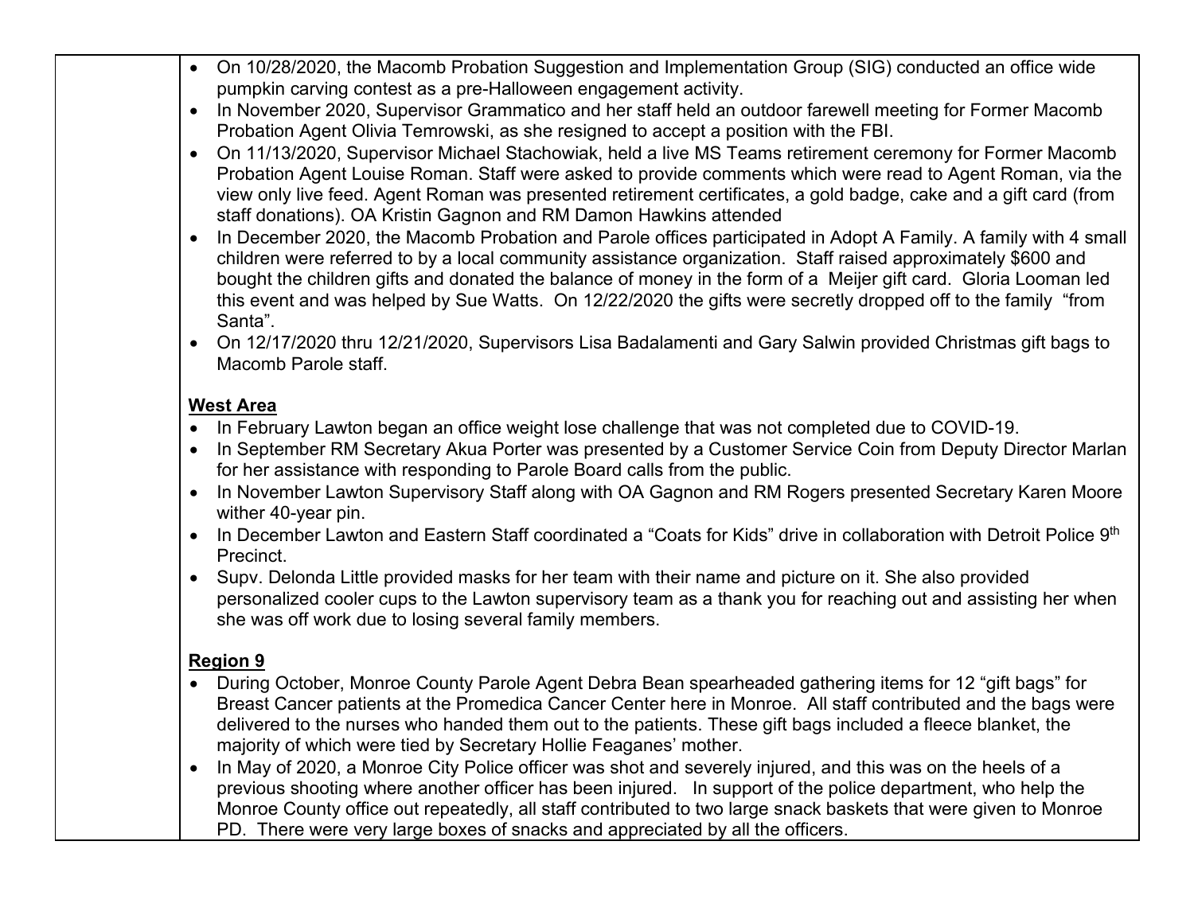| | |
|---|---|
| | • On 10/28/2020, the Macomb Probation Suggestion and Implementation Group (SIG) conducted an office wide pumpkin carving contest as a pre-Halloween engagement activity.<br>• In November 2020, Supervisor Grammatico and her staff held an outdoor farewell meeting for Former Macomb Probation Agent Olivia Temrowski, as she resigned to accept a position with the FBI.<br>• On 11/13/2020, Supervisor Michael Stachowiak, held a live MS Teams retirement ceremony for Former Macomb Probation Agent Louise Roman. Staff were asked to provide comments which were read to Agent Roman, via the view only live feed. Agent Roman was presented retirement certificates, a gold badge, cake and a gift card (from staff donations). OA Kristin Gagnon and RM Damon Hawkins attended<br>• In December 2020, the Macomb Probation and Parole offices participated in Adopt A Family. A family with 4 small children were referred to by a local community assistance organization. Staff raised approximately $600 and bought the children gifts and donated the balance of money in the form of a Meijer gift card. Gloria Looman led this event and was helped by Sue Watts. On 12/22/2020 the gifts were secretly dropped off to the family "from Santa".<br>• On 12/17/2020 thru 12/21/2020, Supervisors Lisa Badalamenti and Gary Salwin provided Christmas gift bags to Macomb Parole staff.<br><br>**West Area**<br>• In February Lawton began an office weight lose challenge that was not completed due to COVID-19.<br>• In September RM Secretary Akua Porter was presented by a Customer Service Coin from Deputy Director Marlan for her assistance with responding to Parole Board calls from the public.<br>• In November Lawton Supervisory Staff along with OA Gagnon and RM Rogers presented Secretary Karen Moore wither 40-year pin.<br>• In December Lawton and Eastern Staff coordinated a "Coats for Kids" drive in collaboration with Detroit Police 9th Precinct.<br>• Supv. Delonda Little provided masks for her team with their name and picture on it. She also provided personalized cooler cups to the Lawton supervisory team as a thank you for reaching out and assisting her when she was off work due to losing several family members.<br><br>**Region 9**<br>• During October, Monroe County Parole Agent Debra Bean spearheaded gathering items for 12 "gift bags" for Breast Cancer patients at the Promedica Cancer Center here in Monroe. All staff contributed and the bags were delivered to the nurses who handed them out to the patients. These gift bags included a fleece blanket, the majority of which were tied by Secretary Hollie Feaganes' mother.<br>• In May of 2020, a Monroe City Police officer was shot and severely injured, and this was on the heels of a previous shooting where another officer has been injured. In support of the police department, who help the Monroe County office out repeatedly, all staff contributed to two large snack baskets that were given to Monroe PD. There were very large boxes of snacks and appreciated by all the officers. |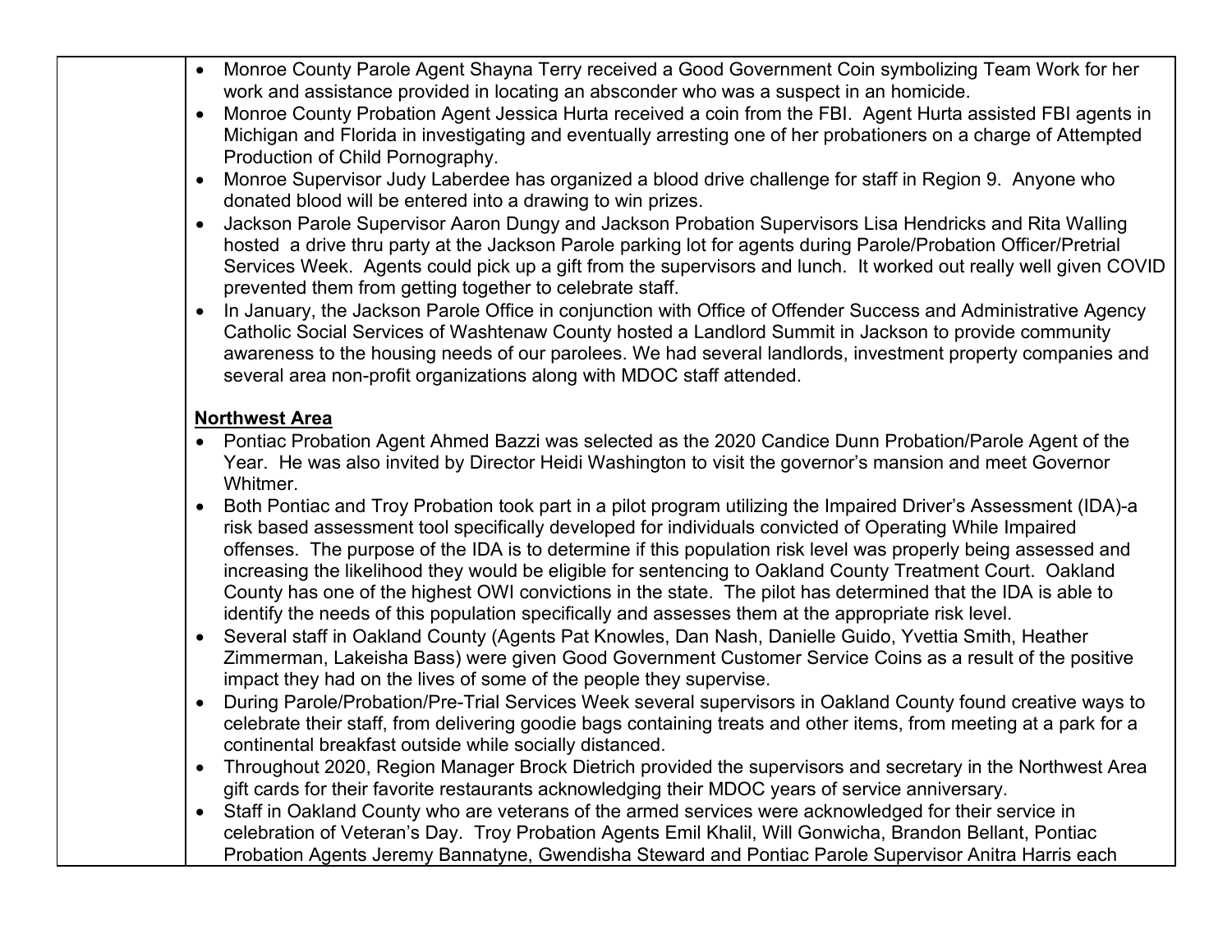- Monroe County Parole Agent Shayna Terry received a Good Government Coin symbolizing Team Work for her work and assistance provided in locating an absconder who was a suspect in an homicide.
- Monroe County Probation Agent Jessica Hurta received a coin from the FBI. Agent Hurta assisted FBI agents in Michigan and Florida in investigating and eventually arresting one of her probationers on a charge of Attempted Production of Child Pornography.
- Monroe Supervisor Judy Laberdee has organized a blood drive challenge for staff in Region 9. Anyone who donated blood will be entered into a drawing to win prizes.
- Jackson Parole Supervisor Aaron Dungy and Jackson Probation Supervisors Lisa Hendricks and Rita Walling hosted a drive thru party at the Jackson Parole parking lot for agents during Parole/Probation Officer/Pretrial Services Week. Agents could pick up a gift from the supervisors and lunch. It worked out really well given COVID prevented them from getting together to celebrate staff.
- In January, the Jackson Parole Office in conjunction with Office of Offender Success and Administrative Agency Catholic Social Services of Washtenaw County hosted a Landlord Summit in Jackson to provide community awareness to the housing needs of our parolees. We had several landlords, investment property companies and several area non-profit organizations along with MDOC staff attended.

**Northwest Area**

- Pontiac Probation Agent Ahmed Bazzi was selected as the 2020 Candice Dunn Probation/Parole Agent of the Year. He was also invited by Director Heidi Washington to visit the governor's mansion and meet Governor Whitmer.
- Both Pontiac and Troy Probation took part in a pilot program utilizing the Impaired Driver's Assessment (IDA)-a risk based assessment tool specifically developed for individuals convicted of Operating While Impaired offenses. The purpose of the IDA is to determine if this population risk level was properly being assessed and increasing the likelihood they would be eligible for sentencing to Oakland County Treatment Court. Oakland County has one of the highest OWI convictions in the state. The pilot has determined that the IDA is able to identify the needs of this population specifically and assesses them at the appropriate risk level.
- Several staff in Oakland County (Agents Pat Knowles, Dan Nash, Danielle Guido, Yvettia Smith, Heather Zimmerman, Lakeisha Bass) were given Good Government Customer Service Coins as a result of the positive impact they had on the lives of some of the people they supervise.
- During Parole/Probation/Pre-Trial Services Week several supervisors in Oakland County found creative ways to celebrate their staff, from delivering goodie bags containing treats and other items, from meeting at a park for a continental breakfast outside while socially distanced.
- Throughout 2020, Region Manager Brock Dietrich provided the supervisors and secretary in the Northwest Area gift cards for their favorite restaurants acknowledging their MDOC years of service anniversary.
- Staff in Oakland County who are veterans of the armed services were acknowledged for their service in celebration of Veteran's Day. Troy Probation Agents Emil Khalil, Will Gonwicha, Brandon Bellant, Pontiac Probation Agents Jeremy Bannatyne, Gwendisha Steward and Pontiac Parole Supervisor Anitra Harris each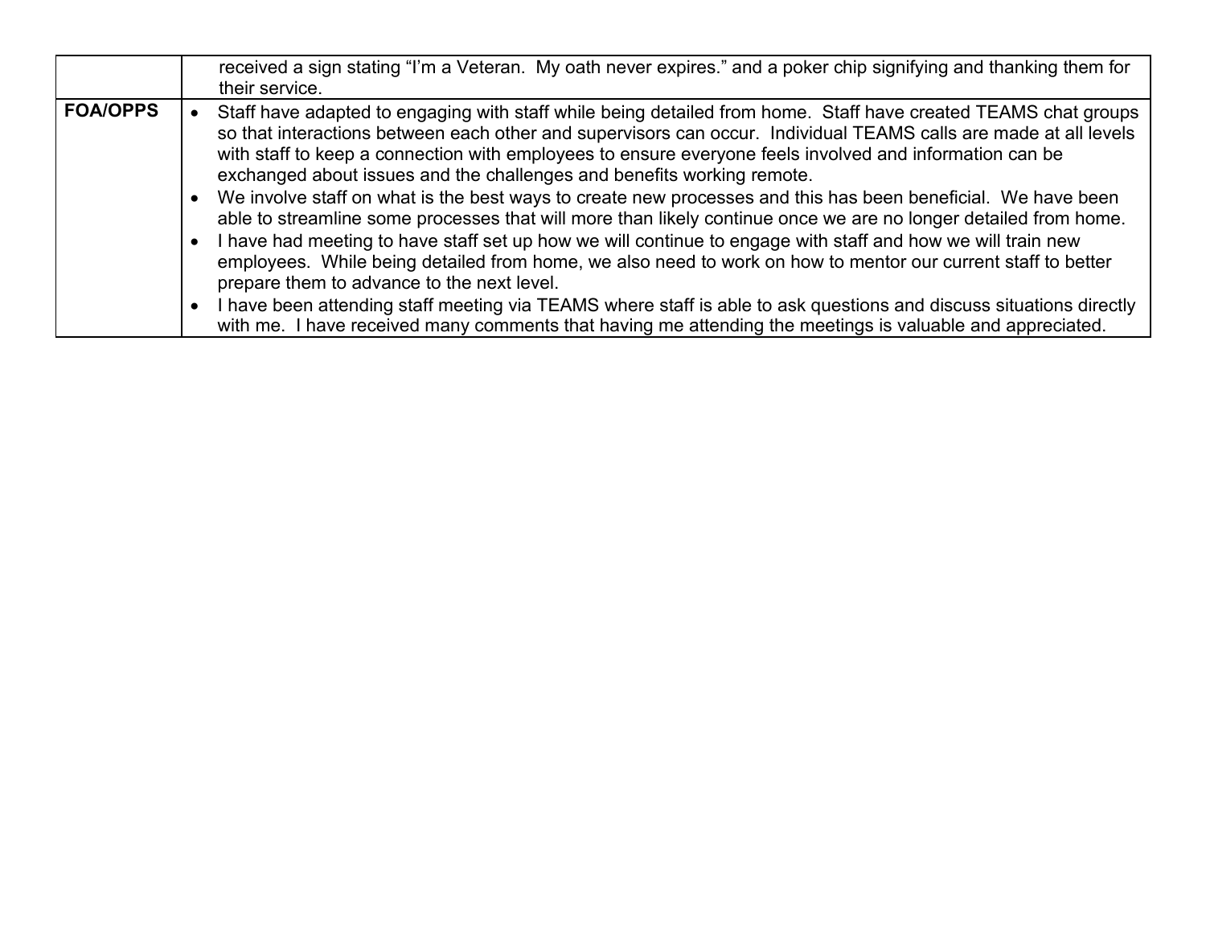| | |
|---|---|
| | received a sign stating "I'm a Veteran. My oath never expires." and a poker chip signifying and thanking them for their service. |
| **FOA/OPPS** | • Staff have adapted to engaging with staff while being detailed from home. Staff have created TEAMS chat groups so that interactions between each other and supervisors can occur. Individual TEAMS calls are made at all levels with staff to keep a connection with employees to ensure everyone feels involved and information can be exchanged about issues and the challenges and benefits working remote.<br>• We involve staff on what is the best ways to create new processes and this has been beneficial. We have been able to streamline some processes that will more than likely continue once we are no longer detailed from home.<br>• I have had meeting to have staff set up how we will continue to engage with staff and how we will train new employees. While being detailed from home, we also need to work on how to mentor our current staff to better prepare them to advance to the next level.<br>• I have been attending staff meeting via TEAMS where staff is able to ask questions and discuss situations directly with me. I have received many comments that having me attending the meetings is valuable and appreciated. |